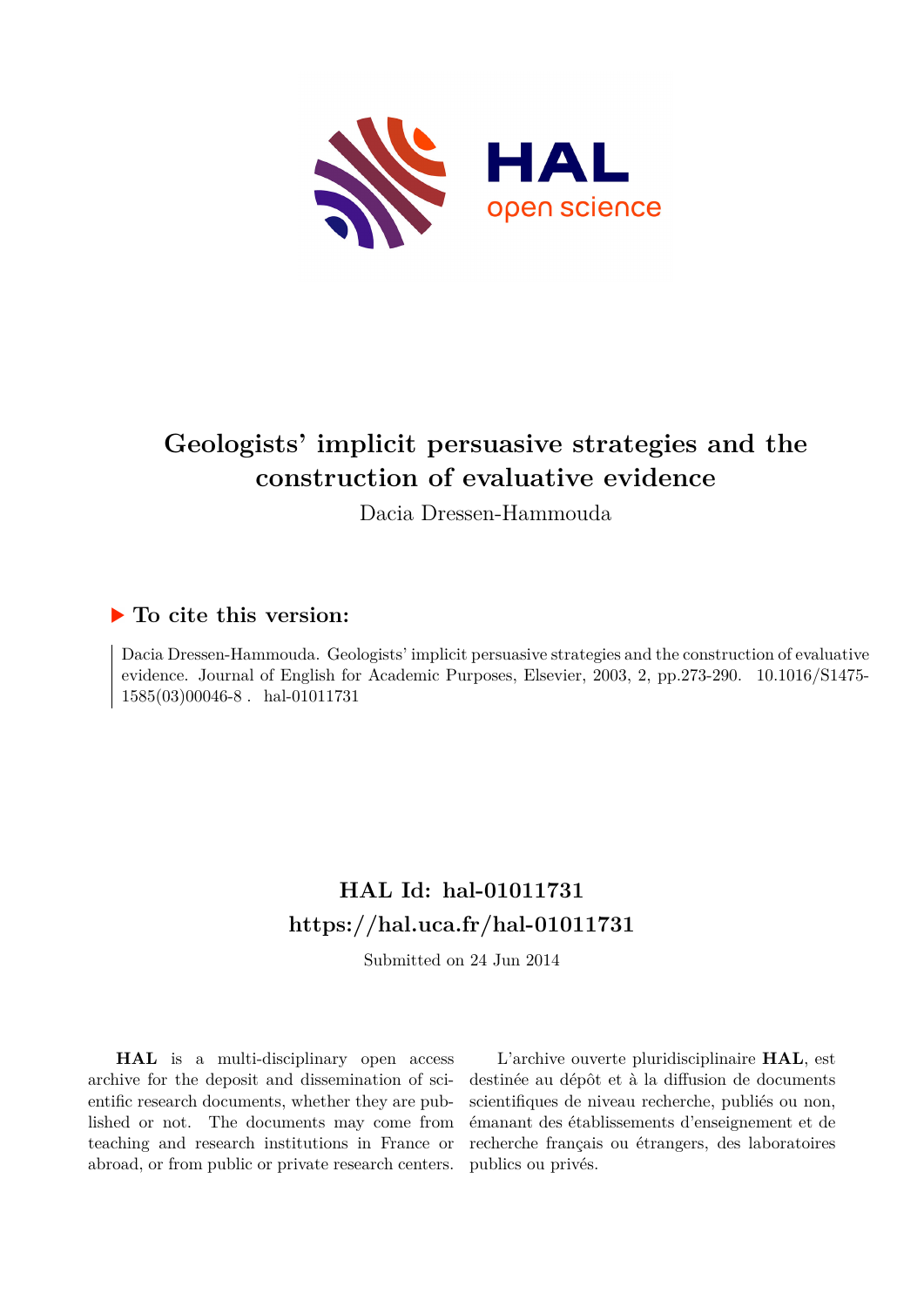# Geologists' implicit persuasive strategies and the construction of evaluative evidence

Dacia Dressen-Hammouda

## ▶ To cite this version:

Dacia Dressen-Hammouda. Geologists' implicit persuasive strategies and the construction of evaluative evidence. Journal of English for Academic Purposes, Elsevier, 2003, 2, pp.273-290. 10.1016/S1475-1585(03)00046-8 . hal-01011731

## HAL Id: hal-01011731

## https://hal.uca.fr/hal-01011731

Submitted on 24 Jun 2014

**HAL** is a multi-disciplinary open access archive for the deposit and dissemination of scientific research documents, whether they are published or not. The documents may come from teaching and research institutions in France or abroad, or from public or private research centers.

L'archive ouverte pluridisciplinaire **HAL**, est destinée au dépôt et à la diffusion de documents scientifiques de niveau recherche, publiés ou non, émanant des établissements d'enseignement et de recherche français ou étrangers, des laboratoires publics ou privés.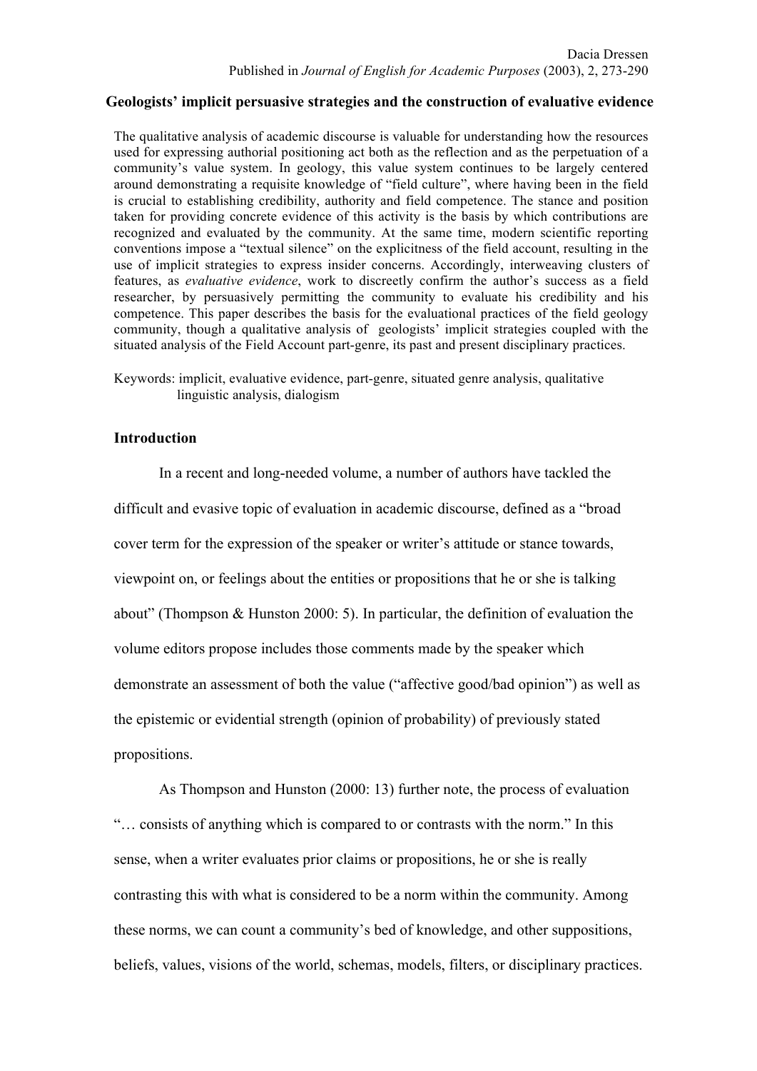Dacia Dressen
Published in *Journal of English for Academic Purposes* (2003), 2, 273-290

# Geologists' implicit persuasive strategies and the construction of evaluative evidence

The qualitative analysis of academic discourse is valuable for understanding how the resources used for expressing authorial positioning act both as the reflection and as the perpetuation of a community's value system. In geology, this value system continues to be largely centered around demonstrating a requisite knowledge of "field culture", where having been in the field is crucial to establishing credibility, authority and field competence. The stance and position taken for providing concrete evidence of this activity is the basis by which contributions are recognized and evaluated by the community. At the same time, modern scientific reporting conventions impose a "textual silence" on the explicitness of the field account, resulting in the use of implicit strategies to express insider concerns. Accordingly, interweaving clusters of features, as *evaluative evidence*, work to discreetly confirm the author's success as a field researcher, by persuasively permitting the community to evaluate his credibility and his competence. This paper describes the basis for the evaluational practices of the field geology community, though a qualitative analysis of geologists' implicit strategies coupled with the situated analysis of the Field Account part-genre, its past and present disciplinary practices.

Keywords: implicit, evaluative evidence, part-genre, situated genre analysis, qualitative linguistic analysis, dialogism

## Introduction

In a recent and long-needed volume, a number of authors have tackled the difficult and evasive topic of evaluation in academic discourse, defined as a "broad cover term for the expression of the speaker or writer's attitude or stance towards, viewpoint on, or feelings about the entities or propositions that he or she is talking about" (Thompson & Hunston 2000: 5). In particular, the definition of evaluation the volume editors propose includes those comments made by the speaker which demonstrate an assessment of both the value ("affective good/bad opinion") as well as the epistemic or evidential strength (opinion of probability) of previously stated propositions.

As Thompson and Hunston (2000: 13) further note, the process of evaluation "… consists of anything which is compared to or contrasts with the norm." In this sense, when a writer evaluates prior claims or propositions, he or she is really contrasting this with what is considered to be a norm within the community. Among these norms, we can count a community's bed of knowledge, and other suppositions, beliefs, values, visions of the world, schemas, models, filters, or disciplinary practices.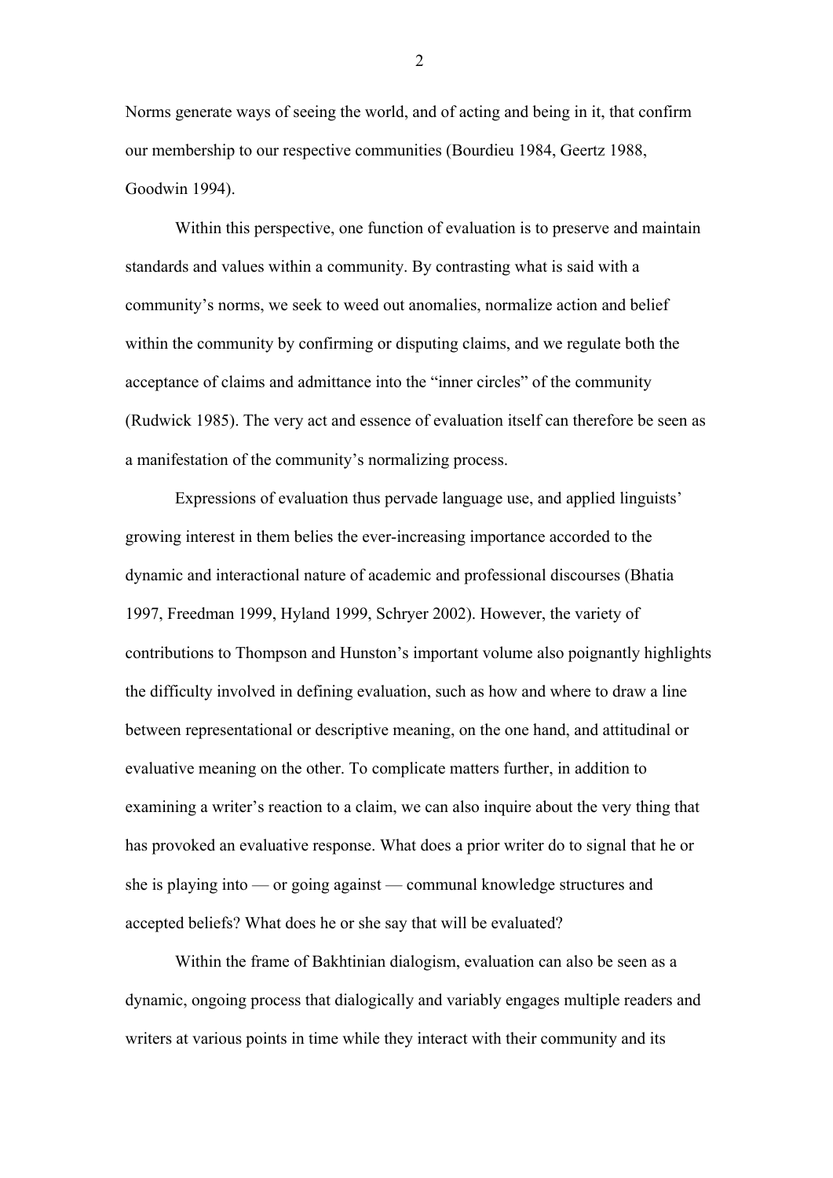Norms generate ways of seeing the world, and of acting and being in it, that confirm our membership to our respective communities (Bourdieu 1984, Geertz 1988, Goodwin 1994).

Within this perspective, one function of evaluation is to preserve and maintain standards and values within a community. By contrasting what is said with a community's norms, we seek to weed out anomalies, normalize action and belief within the community by confirming or disputing claims, and we regulate both the acceptance of claims and admittance into the "inner circles" of the community (Rudwick 1985). The very act and essence of evaluation itself can therefore be seen as a manifestation of the community's normalizing process.

Expressions of evaluation thus pervade language use, and applied linguists' growing interest in them belies the ever-increasing importance accorded to the dynamic and interactional nature of academic and professional discourses (Bhatia 1997, Freedman 1999, Hyland 1999, Schryer 2002). However, the variety of contributions to Thompson and Hunston's important volume also poignantly highlights the difficulty involved in defining evaluation, such as how and where to draw a line between representational or descriptive meaning, on the one hand, and attitudinal or evaluative meaning on the other. To complicate matters further, in addition to examining a writer's reaction to a claim, we can also inquire about the very thing that has provoked an evaluative response. What does a prior writer do to signal that he or she is playing into — or going against — communal knowledge structures and accepted beliefs? What does he or she say that will be evaluated?

Within the frame of Bakhtinian dialogism, evaluation can also be seen as a dynamic, ongoing process that dialogically and variably engages multiple readers and writers at various points in time while they interact with their community and its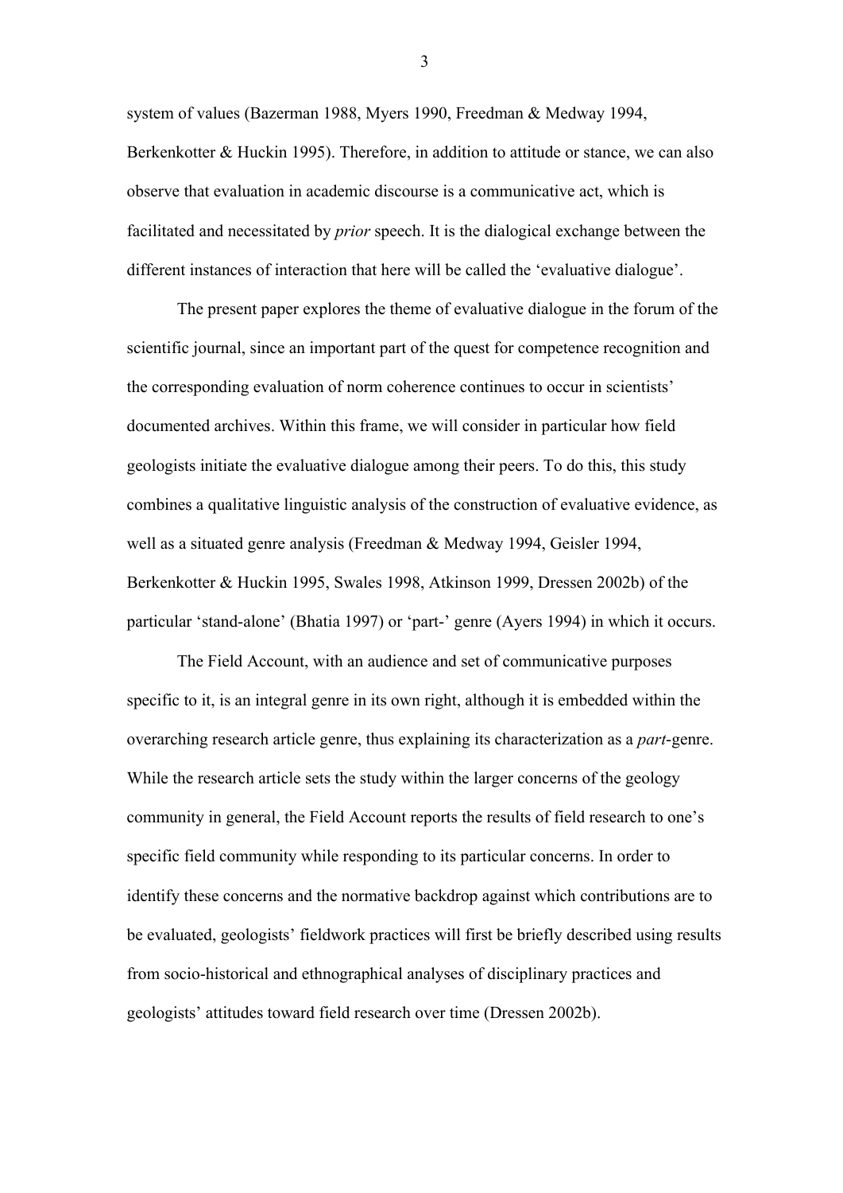system of values (Bazerman 1988, Myers 1990, Freedman & Medway 1994, Berkenkotter & Huckin 1995). Therefore, in addition to attitude or stance, we can also observe that evaluation in academic discourse is a communicative act, which is facilitated and necessitated by *prior* speech. It is the dialogical exchange between the different instances of interaction that here will be called the 'evaluative dialogue'.

The present paper explores the theme of evaluative dialogue in the forum of the scientific journal, since an important part of the quest for competence recognition and the corresponding evaluation of norm coherence continues to occur in scientists' documented archives. Within this frame, we will consider in particular how field geologists initiate the evaluative dialogue among their peers. To do this, this study combines a qualitative linguistic analysis of the construction of evaluative evidence, as well as a situated genre analysis (Freedman & Medway 1994, Geisler 1994, Berkenkotter & Huckin 1995, Swales 1998, Atkinson 1999, Dressen 2002b) of the particular 'stand-alone' (Bhatia 1997) or 'part-' genre (Ayers 1994) in which it occurs.

The Field Account, with an audience and set of communicative purposes specific to it, is an integral genre in its own right, although it is embedded within the overarching research article genre, thus explaining its characterization as a *part*-genre. While the research article sets the study within the larger concerns of the geology community in general, the Field Account reports the results of field research to one's specific field community while responding to its particular concerns. In order to identify these concerns and the normative backdrop against which contributions are to be evaluated, geologists' fieldwork practices will first be briefly described using results from socio-historical and ethnographical analyses of disciplinary practices and geologists' attitudes toward field research over time (Dressen 2002b).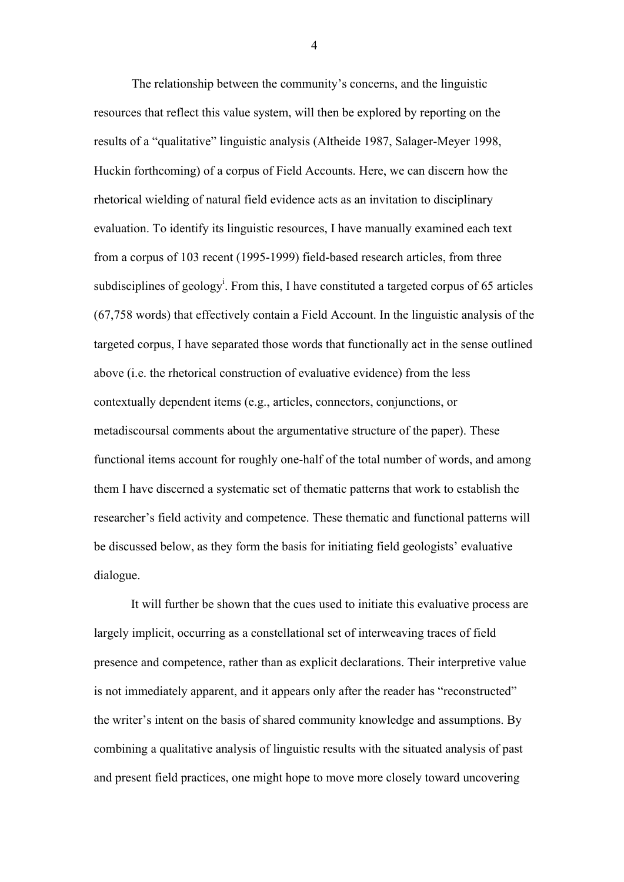The relationship between the community's concerns, and the linguistic resources that reflect this value system, will then be explored by reporting on the results of a "qualitative" linguistic analysis (Altheide 1987, Salager-Meyer 1998, Huckin forthcoming) of a corpus of Field Accounts. Here, we can discern how the rhetorical wielding of natural field evidence acts as an invitation to disciplinary evaluation. To identify its linguistic resources, I have manually examined each text from a corpus of 103 recent (1995-1999) field-based research articles, from three subdisciplines of geology[i]. From this, I have constituted a targeted corpus of 65 articles (67,758 words) that effectively contain a Field Account. In the linguistic analysis of the targeted corpus, I have separated those words that functionally act in the sense outlined above (i.e. the rhetorical construction of evaluative evidence) from the less contextually dependent items (e.g., articles, connectors, conjunctions, or metadiscoursal comments about the argumentative structure of the paper). These functional items account for roughly one-half of the total number of words, and among them I have discerned a systematic set of thematic patterns that work to establish the researcher's field activity and competence. These thematic and functional patterns will be discussed below, as they form the basis for initiating field geologists' evaluative dialogue.

It will further be shown that the cues used to initiate this evaluative process are largely implicit, occurring as a constellational set of interweaving traces of field presence and competence, rather than as explicit declarations. Their interpretive value is not immediately apparent, and it appears only after the reader has "reconstructed" the writer's intent on the basis of shared community knowledge and assumptions. By combining a qualitative analysis of linguistic results with the situated analysis of past and present field practices, one might hope to move more closely toward uncovering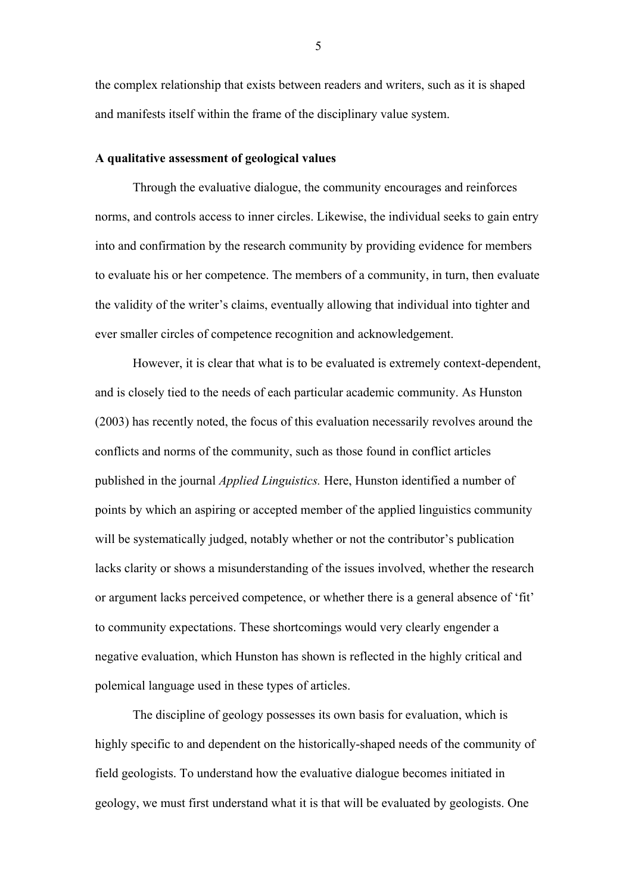the complex relationship that exists between readers and writers, such as it is shaped and manifests itself within the frame of the disciplinary value system.

**A qualitative assessment of geological values**

Through the evaluative dialogue, the community encourages and reinforces norms, and controls access to inner circles. Likewise, the individual seeks to gain entry into and confirmation by the research community by providing evidence for members to evaluate his or her competence. The members of a community, in turn, then evaluate the validity of the writer's claims, eventually allowing that individual into tighter and ever smaller circles of competence recognition and acknowledgement.

However, it is clear that what is to be evaluated is extremely context-dependent, and is closely tied to the needs of each particular academic community. As Hunston (2003) has recently noted, the focus of this evaluation necessarily revolves around the conflicts and norms of the community, such as those found in conflict articles published in the journal *Applied Linguistics.* Here, Hunston identified a number of points by which an aspiring or accepted member of the applied linguistics community will be systematically judged, notably whether or not the contributor's publication lacks clarity or shows a misunderstanding of the issues involved, whether the research or argument lacks perceived competence, or whether there is a general absence of 'fit' to community expectations. These shortcomings would very clearly engender a negative evaluation, which Hunston has shown is reflected in the highly critical and polemical language used in these types of articles.

The discipline of geology possesses its own basis for evaluation, which is highly specific to and dependent on the historically-shaped needs of the community of field geologists. To understand how the evaluative dialogue becomes initiated in geology, we must first understand what it is that will be evaluated by geologists. One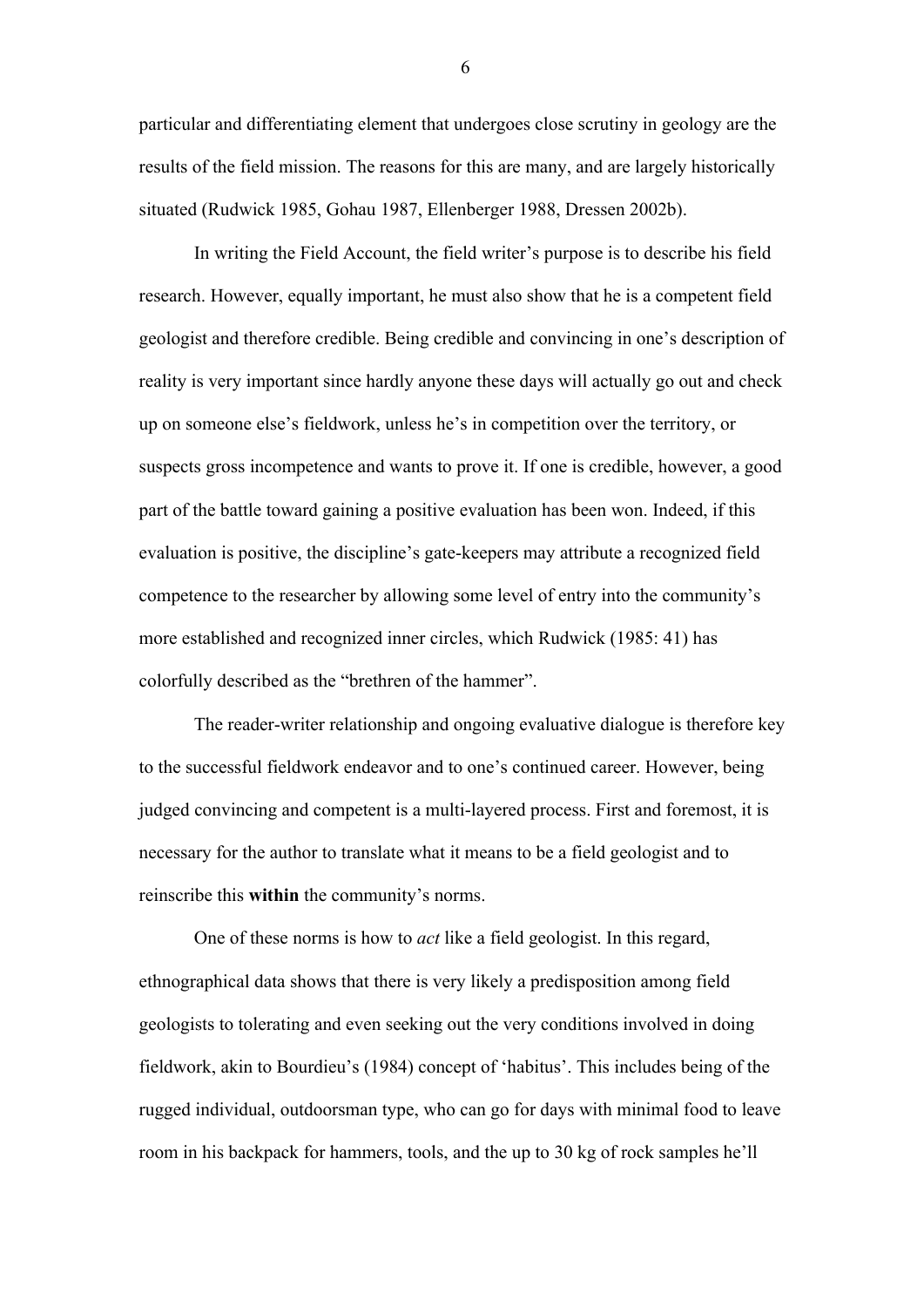particular and differentiating element that undergoes close scrutiny in geology are the results of the field mission. The reasons for this are many, and are largely historically situated (Rudwick 1985, Gohau 1987, Ellenberger 1988, Dressen 2002b).

In writing the Field Account, the field writer's purpose is to describe his field research. However, equally important, he must also show that he is a competent field geologist and therefore credible. Being credible and convincing in one's description of reality is very important since hardly anyone these days will actually go out and check up on someone else's fieldwork, unless he's in competition over the territory, or suspects gross incompetence and wants to prove it. If one is credible, however, a good part of the battle toward gaining a positive evaluation has been won. Indeed, if this evaluation is positive, the discipline's gate-keepers may attribute a recognized field competence to the researcher by allowing some level of entry into the community's more established and recognized inner circles, which Rudwick (1985: 41) has colorfully described as the "brethren of the hammer".

The reader-writer relationship and ongoing evaluative dialogue is therefore key to the successful fieldwork endeavor and to one's continued career. However, being judged convincing and competent is a multi-layered process. First and foremost, it is necessary for the author to translate what it means to be a field geologist and to reinscribe this **within** the community's norms.

One of these norms is how to *act* like a field geologist. In this regard, ethnographical data shows that there is very likely a predisposition among field geologists to tolerating and even seeking out the very conditions involved in doing fieldwork, akin to Bourdieu's (1984) concept of 'habitus'. This includes being of the rugged individual, outdoorsman type, who can go for days with minimal food to leave room in his backpack for hammers, tools, and the up to 30 kg of rock samples he'll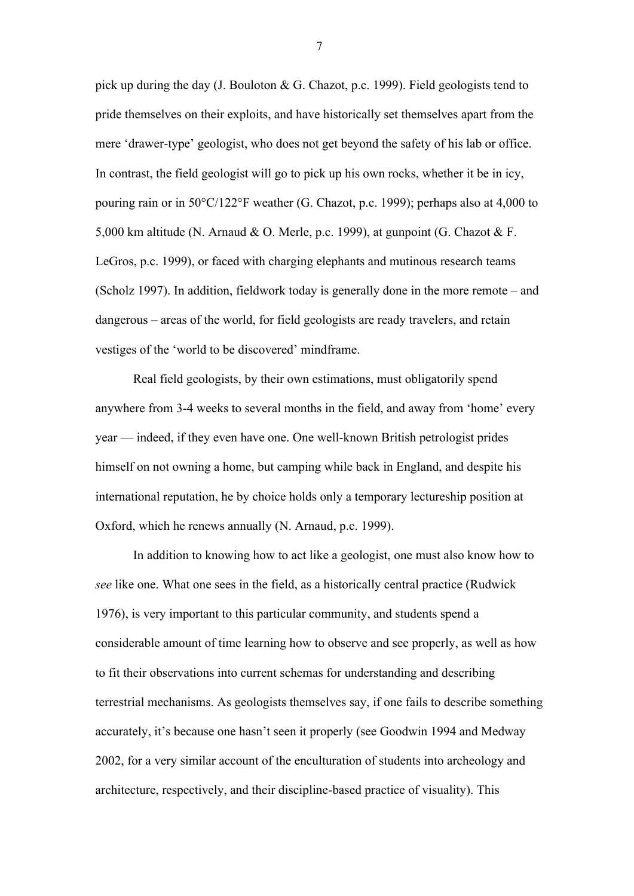pick up during the day (J. Bouloton & G. Chazot, p.c. 1999). Field geologists tend to pride themselves on their exploits, and have historically set themselves apart from the mere 'drawer-type' geologist, who does not get beyond the safety of his lab or office. In contrast, the field geologist will go to pick up his own rocks, whether it be in icy, pouring rain or in 50°C/122°F weather (G. Chazot, p.c. 1999); perhaps also at 4,000 to 5,000 km altitude (N. Arnaud & O. Merle, p.c. 1999), at gunpoint (G. Chazot & F. LeGros, p.c. 1999), or faced with charging elephants and mutinous research teams (Scholz 1997). In addition, fieldwork today is generally done in the more remote – and dangerous – areas of the world, for field geologists are ready travelers, and retain vestiges of the 'world to be discovered' mindframe.

Real field geologists, by their own estimations, must obligatorily spend anywhere from 3-4 weeks to several months in the field, and away from 'home' every year — indeed, if they even have one. One well-known British petrologist prides himself on not owning a home, but camping while back in England, and despite his international reputation, he by choice holds only a temporary lectureship position at Oxford, which he renews annually (N. Arnaud, p.c. 1999).

In addition to knowing how to act like a geologist, one must also know how to *see* like one. What one sees in the field, as a historically central practice (Rudwick 1976), is very important to this particular community, and students spend a considerable amount of time learning how to observe and see properly, as well as how to fit their observations into current schemas for understanding and describing terrestrial mechanisms. As geologists themselves say, if one fails to describe something accurately, it's because one hasn't seen it properly (see Goodwin 1994 and Medway 2002, for a very similar account of the enculturation of students into archeology and architecture, respectively, and their discipline-based practice of visuality). This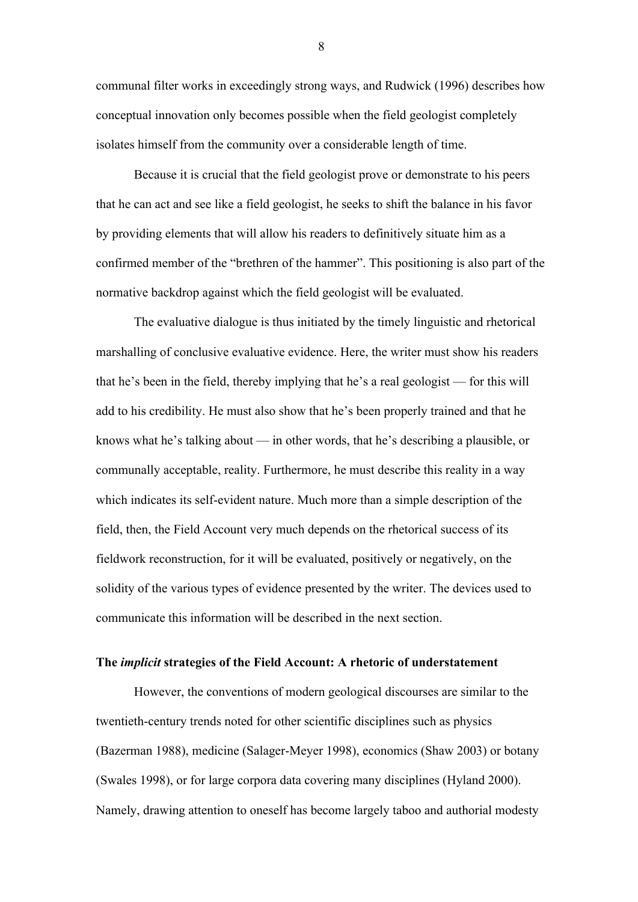communal filter works in exceedingly strong ways, and Rudwick (1996) describes how conceptual innovation only becomes possible when the field geologist completely isolates himself from the community over a considerable length of time.

Because it is crucial that the field geologist prove or demonstrate to his peers that he can act and see like a field geologist, he seeks to shift the balance in his favor by providing elements that will allow his readers to definitively situate him as a confirmed member of the "brethren of the hammer". This positioning is also part of the normative backdrop against which the field geologist will be evaluated.

The evaluative dialogue is thus initiated by the timely linguistic and rhetorical marshalling of conclusive evaluative evidence. Here, the writer must show his readers that he's been in the field, thereby implying that he's a real geologist — for this will add to his credibility. He must also show that he's been properly trained and that he knows what he's talking about — in other words, that he's describing a plausible, or communally acceptable, reality. Furthermore, he must describe this reality in a way which indicates its self-evident nature. Much more than a simple description of the field, then, the Field Account very much depends on the rhetorical success of its fieldwork reconstruction, for it will be evaluated, positively or negatively, on the solidity of the various types of evidence presented by the writer. The devices used to communicate this information will be described in the next section.

### The *implicit* strategies of the Field Account: A rhetoric of understatement

However, the conventions of modern geological discourses are similar to the twentieth-century trends noted for other scientific disciplines such as physics (Bazerman 1988), medicine (Salager-Meyer 1998), economics (Shaw 2003) or botany (Swales 1998), or for large corpora data covering many disciplines (Hyland 2000). Namely, drawing attention to oneself has become largely taboo and authorial modesty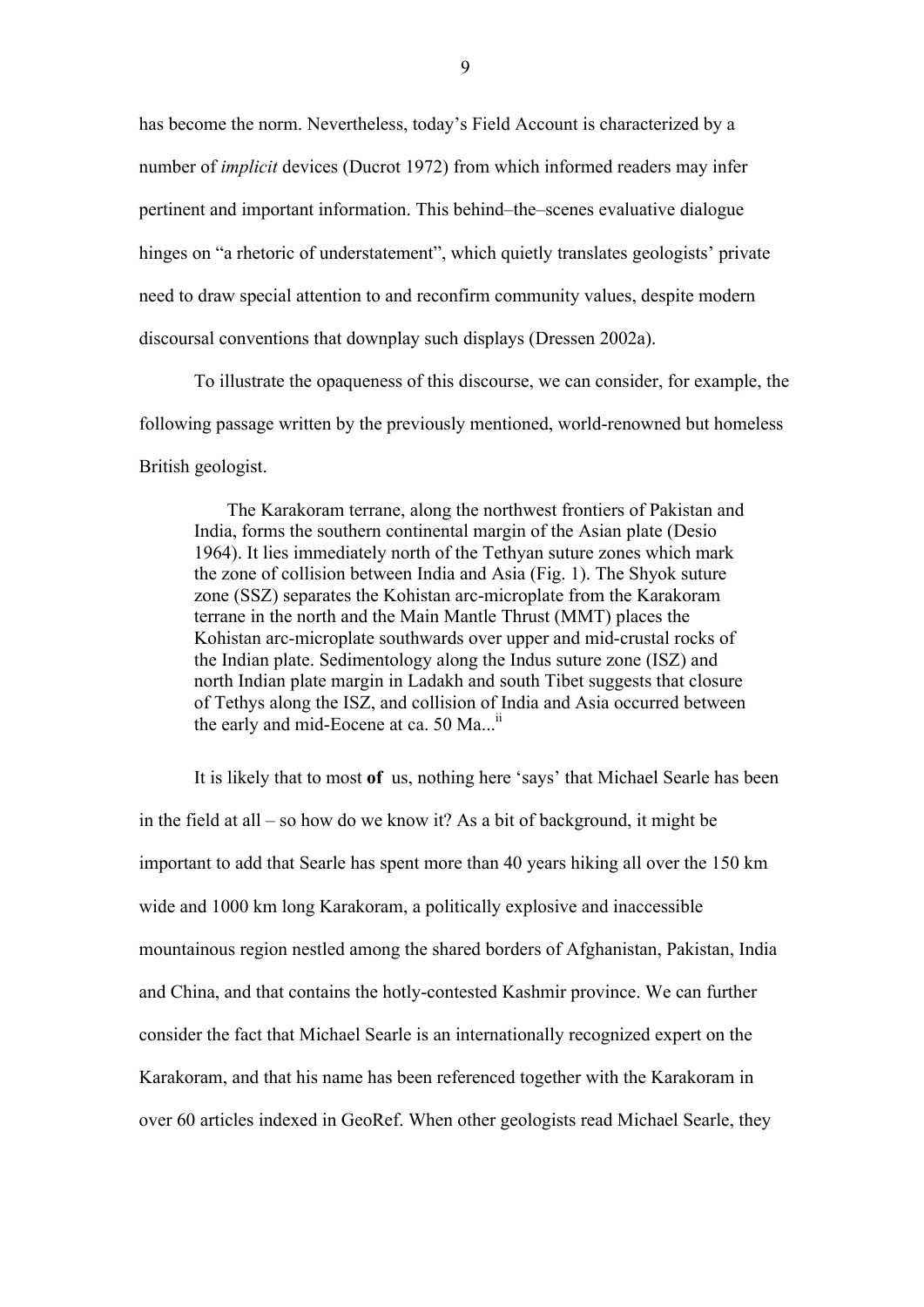has become the norm. Nevertheless, today's Field Account is characterized by a number of *implicit* devices (Ducrot 1972) from which informed readers may infer pertinent and important information. This behind–the–scenes evaluative dialogue hinges on "a rhetoric of understatement", which quietly translates geologists' private need to draw special attention to and reconfirm community values, despite modern discoursal conventions that downplay such displays (Dressen 2002a).

To illustrate the opaqueness of this discourse, we can consider, for example, the following passage written by the previously mentioned, world-renowned but homeless British geologist.

> The Karakoram terrane, along the northwest frontiers of Pakistan and India, forms the southern continental margin of the Asian plate (Desio 1964). It lies immediately north of the Tethyan suture zones which mark the zone of collision between India and Asia (Fig. 1). The Shyok suture zone (SSZ) separates the Kohistan arc-microplate from the Karakoram terrane in the north and the Main Mantle Thrust (MMT) places the Kohistan arc-microplate southwards over upper and mid-crustal rocks of the Indian plate. Sedimentology along the Indus suture zone (ISZ) and north Indian plate margin in Ladakh and south Tibet suggests that closure of Tethys along the ISZ, and collision of India and Asia occurred between the early and mid-Eocene at ca. 50 Ma...[ii]

It is likely that to most **of** us, nothing here 'says' that Michael Searle has been in the field at all – so how do we know it? As a bit of background, it might be important to add that Searle has spent more than 40 years hiking all over the 150 km wide and 1000 km long Karakoram, a politically explosive and inaccessible mountainous region nestled among the shared borders of Afghanistan, Pakistan, India and China, and that contains the hotly-contested Kashmir province. We can further consider the fact that Michael Searle is an internationally recognized expert on the Karakoram, and that his name has been referenced together with the Karakoram in over 60 articles indexed in GeoRef. When other geologists read Michael Searle, they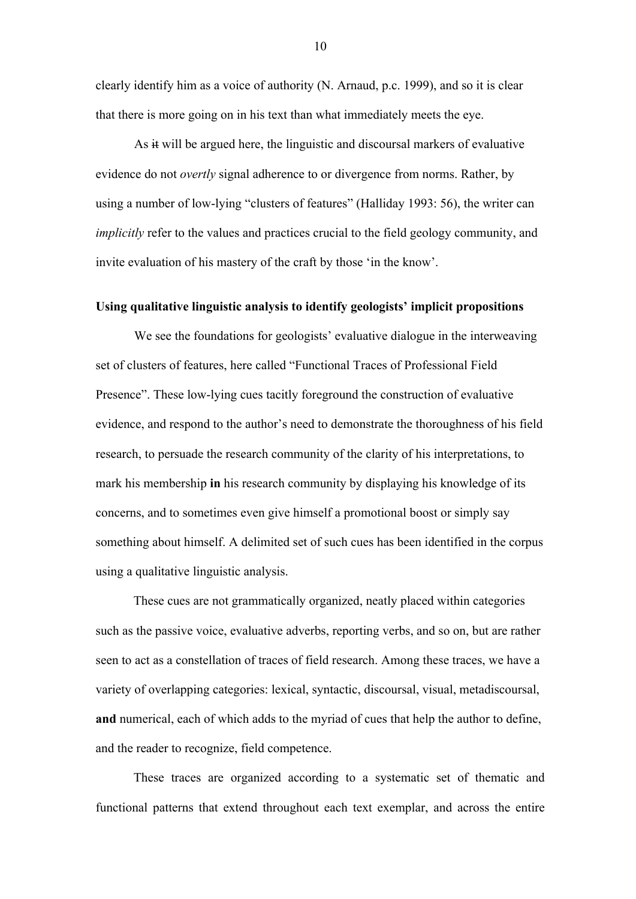clearly identify him as a voice of authority (N. Arnaud, p.c. 1999), and so it is clear that there is more going on in his text than what immediately meets the eye.

As ~~it~~ will be argued here, the linguistic and discoursal markers of evaluative evidence do not *overtly* signal adherence to or divergence from norms. Rather, by using a number of low-lying "clusters of features" (Halliday 1993: 56), the writer can *implicitly* refer to the values and practices crucial to the field geology community, and invite evaluation of his mastery of the craft by those 'in the know'.

**Using qualitative linguistic analysis to identify geologists' implicit propositions**

We see the foundations for geologists' evaluative dialogue in the interweaving set of clusters of features, here called "Functional Traces of Professional Field Presence". These low-lying cues tacitly foreground the construction of evaluative evidence, and respond to the author's need to demonstrate the thoroughness of his field research, to persuade the research community of the clarity of his interpretations, to mark his membership **in** his research community by displaying his knowledge of its concerns, and to sometimes even give himself a promotional boost or simply say something about himself. A delimited set of such cues has been identified in the corpus using a qualitative linguistic analysis.

These cues are not grammatically organized, neatly placed within categories such as the passive voice, evaluative adverbs, reporting verbs, and so on, but are rather seen to act as a constellation of traces of field research. Among these traces, we have a variety of overlapping categories: lexical, syntactic, discoursal, visual, metadiscoursal, **and** numerical, each of which adds to the myriad of cues that help the author to define, and the reader to recognize, field competence.

These traces are organized according to a systematic set of thematic and functional patterns that extend throughout each text exemplar, and across the entire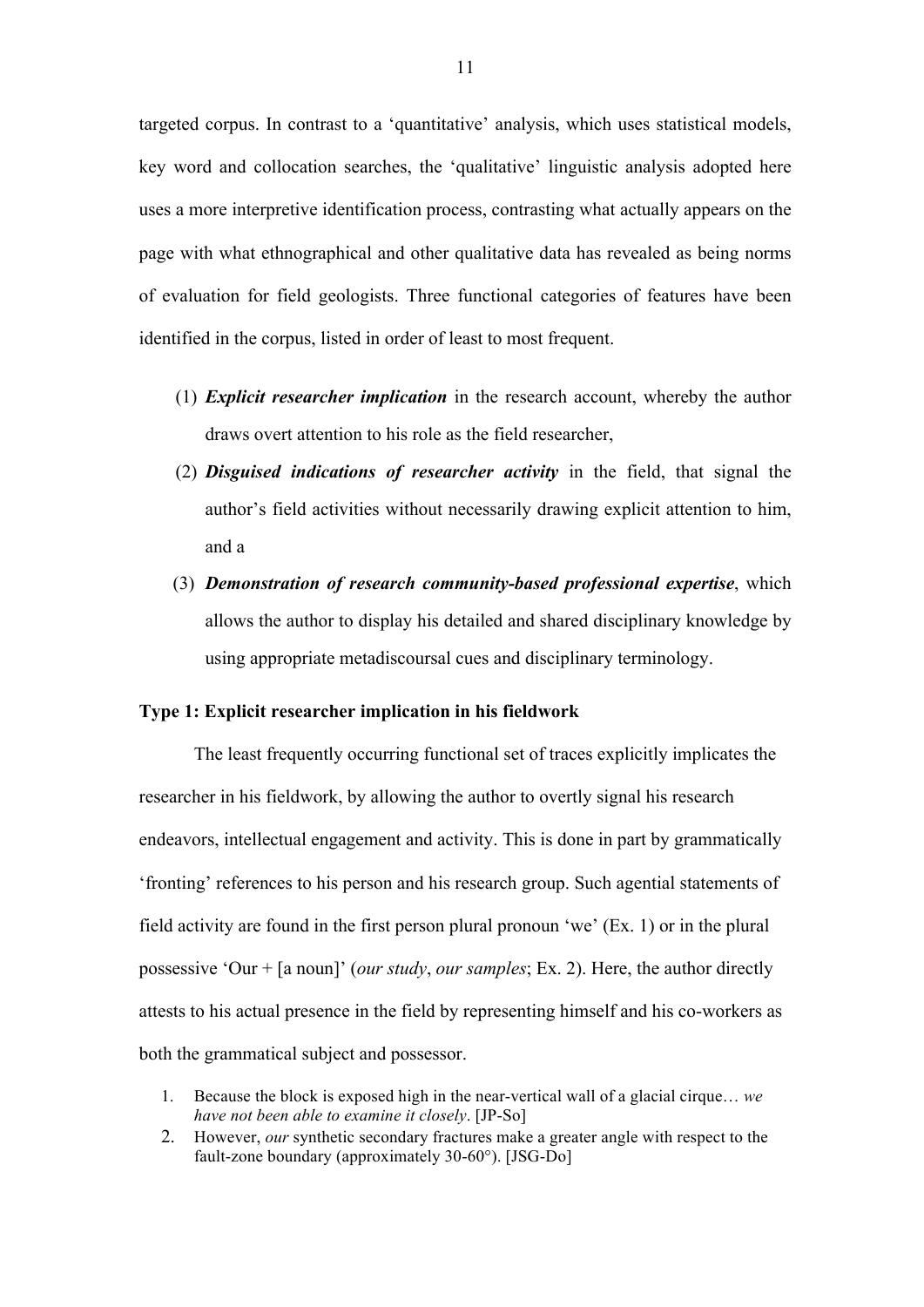targeted corpus. In contrast to a 'quantitative' analysis, which uses statistical models, key word and collocation searches, the 'qualitative' linguistic analysis adopted here uses a more interpretive identification process, contrasting what actually appears on the page with what ethnographical and other qualitative data has revealed as being norms of evaluation for field geologists. Three functional categories of features have been identified in the corpus, listed in order of least to most frequent.

(1) ***Explicit researcher implication*** in the research account, whereby the author draws overt attention to his role as the field researcher,

(2) ***Disguised indications of researcher activity*** in the field, that signal the author's field activities without necessarily drawing explicit attention to him, and a

(3) ***Demonstration of research community-based professional expertise***, which allows the author to display his detailed and shared disciplinary knowledge by using appropriate metadiscoursal cues and disciplinary terminology.

**Type 1: Explicit researcher implication in his fieldwork**

The least frequently occurring functional set of traces explicitly implicates the researcher in his fieldwork, by allowing the author to overtly signal his research endeavors, intellectual engagement and activity. This is done in part by grammatically 'fronting' references to his person and his research group. Such agential statements of field activity are found in the first person plural pronoun 'we' (Ex. 1) or in the plural possessive 'Our + [a noun]' (*our study*, *our samples*; Ex. 2). Here, the author directly attests to his actual presence in the field by representing himself and his co-workers as both the grammatical subject and possessor.

1. Because the block is exposed high in the near-vertical wall of a glacial cirque… *we have not been able to examine it closely*. [JP-So]
2. However, *our* synthetic secondary fractures make a greater angle with respect to the fault-zone boundary (approximately 30-60°). [JSG-Do]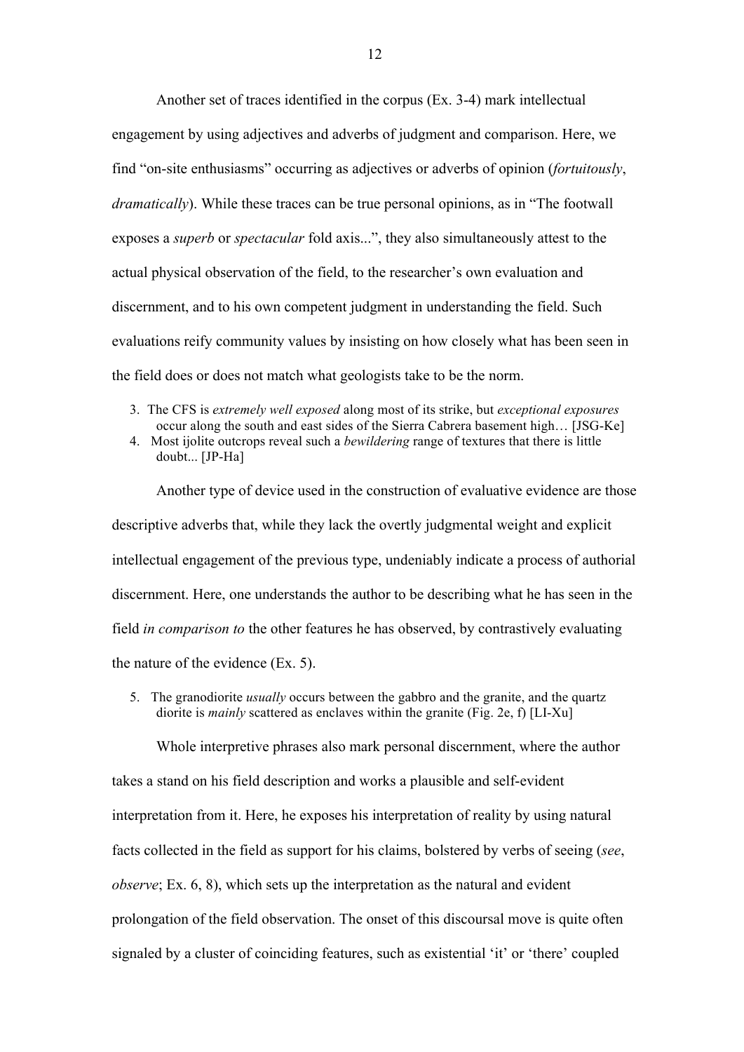Another set of traces identified in the corpus (Ex. 3-4) mark intellectual engagement by using adjectives and adverbs of judgment and comparison. Here, we find "on-site enthusiasms" occurring as adjectives or adverbs of opinion (*fortuitously*, *dramatically*). While these traces can be true personal opinions, as in "The footwall exposes a *superb* or *spectacular* fold axis...", they also simultaneously attest to the actual physical observation of the field, to the researcher's own evaluation and discernment, and to his own competent judgment in understanding the field. Such evaluations reify community values by insisting on how closely what has been seen in the field does or does not match what geologists take to be the norm.

3. The CFS is *extremely well exposed* along most of its strike, but *exceptional exposures* occur along the south and east sides of the Sierra Cabrera basement high… [JSG-Ke]
4. Most ijolite outcrops reveal such a *bewildering* range of textures that there is little doubt... [JP-Ha]

Another type of device used in the construction of evaluative evidence are those descriptive adverbs that, while they lack the overtly judgmental weight and explicit intellectual engagement of the previous type, undeniably indicate a process of authorial discernment. Here, one understands the author to be describing what he has seen in the field *in comparison to* the other features he has observed, by contrastively evaluating the nature of the evidence (Ex. 5).

5. The granodiorite *usually* occurs between the gabbro and the granite, and the quartz diorite is *mainly* scattered as enclaves within the granite (Fig. 2e, f) [LI-Xu]

Whole interpretive phrases also mark personal discernment, where the author takes a stand on his field description and works a plausible and self-evident interpretation from it. Here, he exposes his interpretation of reality by using natural facts collected in the field as support for his claims, bolstered by verbs of seeing (*see*, *observe*; Ex. 6, 8), which sets up the interpretation as the natural and evident prolongation of the field observation. The onset of this discoursal move is quite often signaled by a cluster of coinciding features, such as existential 'it' or 'there' coupled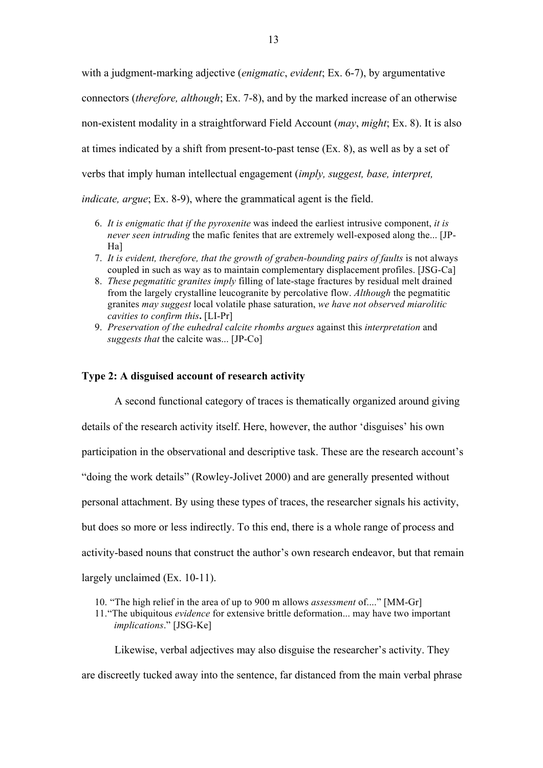with a judgment-marking adjective (*enigmatic*, *evident*; Ex. 6-7), by argumentative connectors (*therefore, although*; Ex. 7-8), and by the marked increase of an otherwise non-existent modality in a straightforward Field Account (*may*, *might*; Ex. 8). It is also at times indicated by a shift from present-to-past tense (Ex. 8), as well as by a set of verbs that imply human intellectual engagement (*imply, suggest, base, interpret, indicate, argue*; Ex. 8-9), where the grammatical agent is the field.

6. *It is enigmatic that if the pyroxenite* was indeed the earliest intrusive component, *it is never seen intruding* the mafic fenites that are extremely well-exposed along the... [JP-Ha]
7. *It is evident, therefore, that the growth of graben-bounding pairs of faults* is not always coupled in such as way as to maintain complementary displacement profiles. [JSG-Ca]
8. *These pegmatitic granites imply* filling of late-stage fractures by residual melt drained from the largely crystalline leucogranite by percolative flow. *Although* the pegmatitic granites *may suggest* local volatile phase saturation, *we have not observed miarolitic cavities to confirm this*. [LI-Pr]
9. *Preservation of the euhedral calcite rhombs argues* against this *interpretation* and *suggests that* the calcite was... [JP-Co]

### Type 2: A disguised account of research activity

A second functional category of traces is thematically organized around giving details of the research activity itself. Here, however, the author 'disguises' his own participation in the observational and descriptive task. These are the research account's "doing the work details" (Rowley-Jolivet 2000) and are generally presented without personal attachment. By using these types of traces, the researcher signals his activity, but does so more or less indirectly. To this end, there is a whole range of process and activity-based nouns that construct the author's own research endeavor, but that remain largely unclaimed (Ex. 10-11).

10. "The high relief in the area of up to 900 m allows *assessment* of...." [MM-Gr]
11. "The ubiquitous *evidence* for extensive brittle deformation... may have two important *implications*." [JSG-Ke]

Likewise, verbal adjectives may also disguise the researcher's activity. They are discreetly tucked away into the sentence, far distanced from the main verbal phrase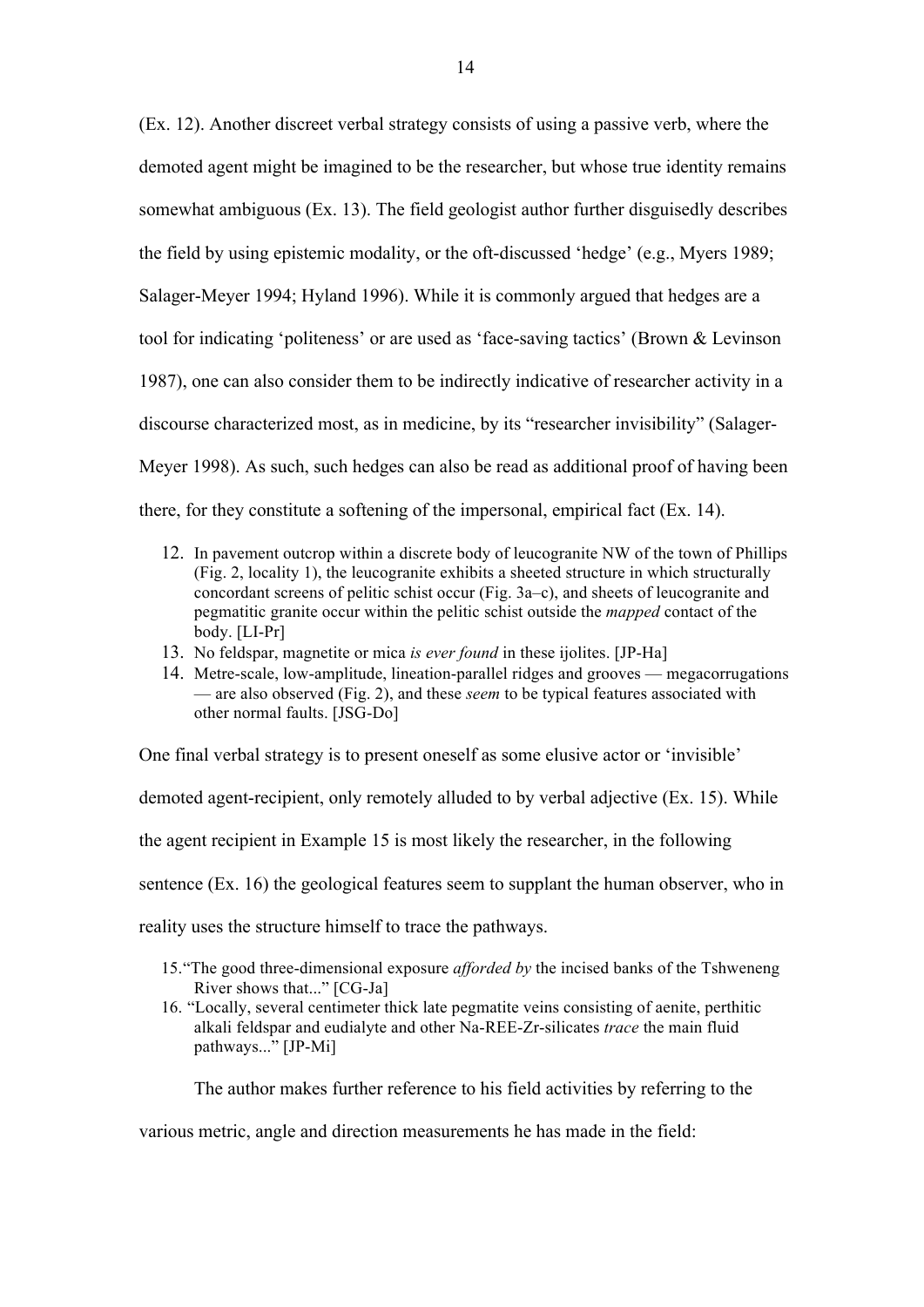(Ex. 12). Another discreet verbal strategy consists of using a passive verb, where the demoted agent might be imagined to be the researcher, but whose true identity remains somewhat ambiguous (Ex. 13). The field geologist author further disguisedly describes the field by using epistemic modality, or the oft-discussed 'hedge' (e.g., Myers 1989; Salager-Meyer 1994; Hyland 1996). While it is commonly argued that hedges are a tool for indicating 'politeness' or are used as 'face-saving tactics' (Brown & Levinson 1987), one can also consider them to be indirectly indicative of researcher activity in a discourse characterized most, as in medicine, by its "researcher invisibility" (Salager-Meyer 1998). As such, such hedges can also be read as additional proof of having been there, for they constitute a softening of the impersonal, empirical fact (Ex. 14).

12. In pavement outcrop within a discrete body of leucogranite NW of the town of Phillips (Fig. 2, locality 1), the leucogranite exhibits a sheeted structure in which structurally concordant screens of pelitic schist occur (Fig. 3a–c), and sheets of leucogranite and pegmatitic granite occur within the pelitic schist outside the *mapped* contact of the body. [LI-Pr]
13. No feldspar, magnetite or mica *is ever found* in these ijolites. [JP-Ha]
14. Metre-scale, low-amplitude, lineation-parallel ridges and grooves — megacorrugations — are also observed (Fig. 2), and these *seem* to be typical features associated with other normal faults. [JSG-Do]

One final verbal strategy is to present oneself as some elusive actor or 'invisible' demoted agent-recipient, only remotely alluded to by verbal adjective (Ex. 15). While the agent recipient in Example 15 is most likely the researcher, in the following sentence (Ex. 16) the geological features seem to supplant the human observer, who in reality uses the structure himself to trace the pathways.

15. "The good three-dimensional exposure *afforded by* the incised banks of the Tshweneng River shows that..." [CG-Ja]
16. "Locally, several centimeter thick late pegmatite veins consisting of aenite, perthitic alkali feldspar and eudialyte and other Na-REE-Zr-silicates *trace* the main fluid pathways..." [JP-Mi]

The author makes further reference to his field activities by referring to the various metric, angle and direction measurements he has made in the field: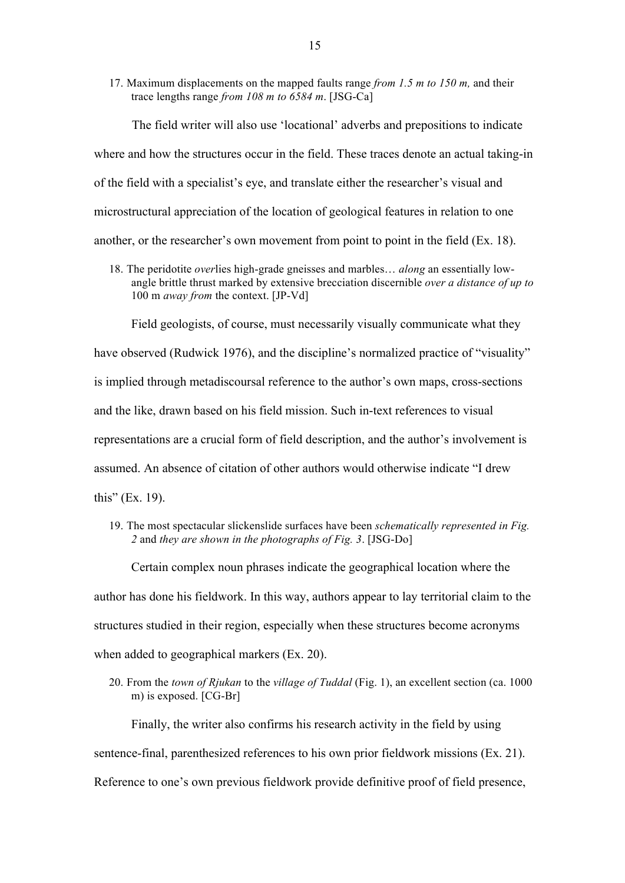17. Maximum displacements on the mapped faults range *from 1.5 m to 150 m,* and their trace lengths range *from 108 m to 6584 m*. [JSG-Ca]

The field writer will also use 'locational' adverbs and prepositions to indicate where and how the structures occur in the field. These traces denote an actual taking-in of the field with a specialist's eye, and translate either the researcher's visual and microstructural appreciation of the location of geological features in relation to one another, or the researcher's own movement from point to point in the field (Ex. 18).

18. The peridotite *over*lies high-grade gneisses and marbles… *along* an essentially low-angle brittle thrust marked by extensive brecciation discernible *over a distance of up to* 100 m *away from* the context. [JP-Vd]

Field geologists, of course, must necessarily visually communicate what they have observed (Rudwick 1976), and the discipline's normalized practice of "visuality" is implied through metadiscoursal reference to the author's own maps, cross-sections and the like, drawn based on his field mission. Such in-text references to visual representations are a crucial form of field description, and the author's involvement is assumed. An absence of citation of other authors would otherwise indicate "I drew this" (Ex. 19).

19. The most spectacular slickenslide surfaces have been *schematically represented in Fig. 2* and *they are shown in the photographs of Fig. 3*. [JSG-Do]

Certain complex noun phrases indicate the geographical location where the author has done his fieldwork. In this way, authors appear to lay territorial claim to the structures studied in their region, especially when these structures become acronyms when added to geographical markers (Ex. 20).

20. From the *town of Rjukan* to the *village of Tuddal* (Fig. 1), an excellent section (ca. 1000 m) is exposed. [CG-Br]

Finally, the writer also confirms his research activity in the field by using sentence-final, parenthesized references to his own prior fieldwork missions (Ex. 21). Reference to one's own previous fieldwork provide definitive proof of field presence,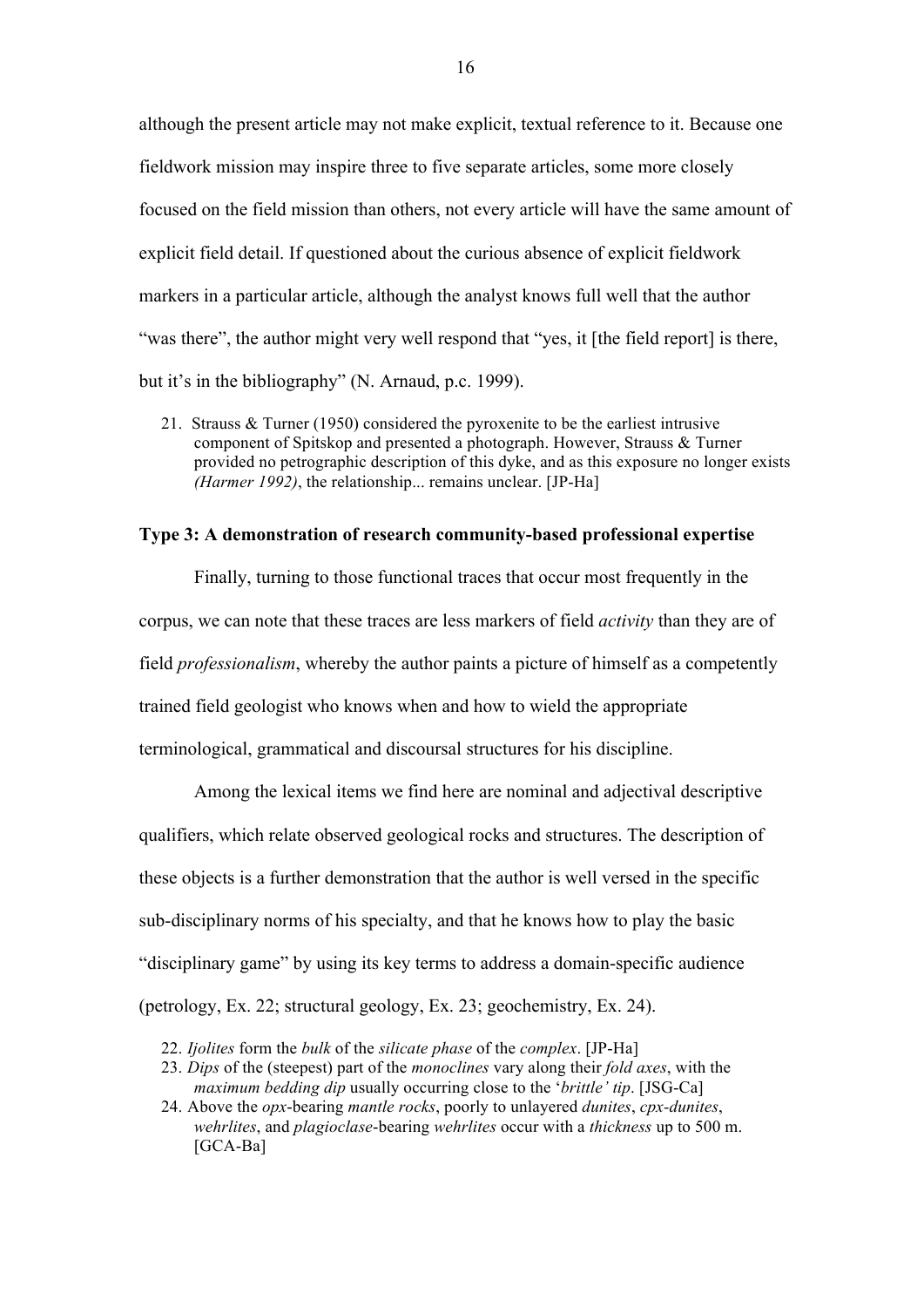although the present article may not make explicit, textual reference to it. Because one fieldwork mission may inspire three to five separate articles, some more closely focused on the field mission than others, not every article will have the same amount of explicit field detail. If questioned about the curious absence of explicit fieldwork markers in a particular article, although the analyst knows full well that the author "was there", the author might very well respond that "yes, it [the field report] is there, but it's in the bibliography" (N. Arnaud, p.c. 1999).

21. Strauss & Turner (1950) considered the pyroxenite to be the earliest intrusive component of Spitskop and presented a photograph. However, Strauss & Turner provided no petrographic description of this dyke, and as this exposure no longer exists *(Harmer 1992)*, the relationship... remains unclear. [JP-Ha]

### Type 3: A demonstration of research community-based professional expertise

Finally, turning to those functional traces that occur most frequently in the corpus, we can note that these traces are less markers of field *activity* than they are of field *professionalism*, whereby the author paints a picture of himself as a competently trained field geologist who knows when and how to wield the appropriate terminological, grammatical and discoursal structures for his discipline.

Among the lexical items we find here are nominal and adjectival descriptive qualifiers, which relate observed geological rocks and structures. The description of these objects is a further demonstration that the author is well versed in the specific sub-disciplinary norms of his specialty, and that he knows how to play the basic "disciplinary game" by using its key terms to address a domain-specific audience (petrology, Ex. 22; structural geology, Ex. 23; geochemistry, Ex. 24).

22. *Ijolites* form the *bulk* of the *silicate phase* of the *complex*. [JP-Ha]
23. *Dips* of the (steepest) part of the *monoclines* vary along their *fold axes*, with the *maximum bedding dip* usually occurring close to the '*brittle' tip*. [JSG-Ca]
24. Above the *opx*-bearing *mantle rocks*, poorly to unlayered *dunites*, *cpx-dunites*, *wehrlites*, and *plagioclase*-bearing *wehrlites* occur with a *thickness* up to 500 m. [GCA-Ba]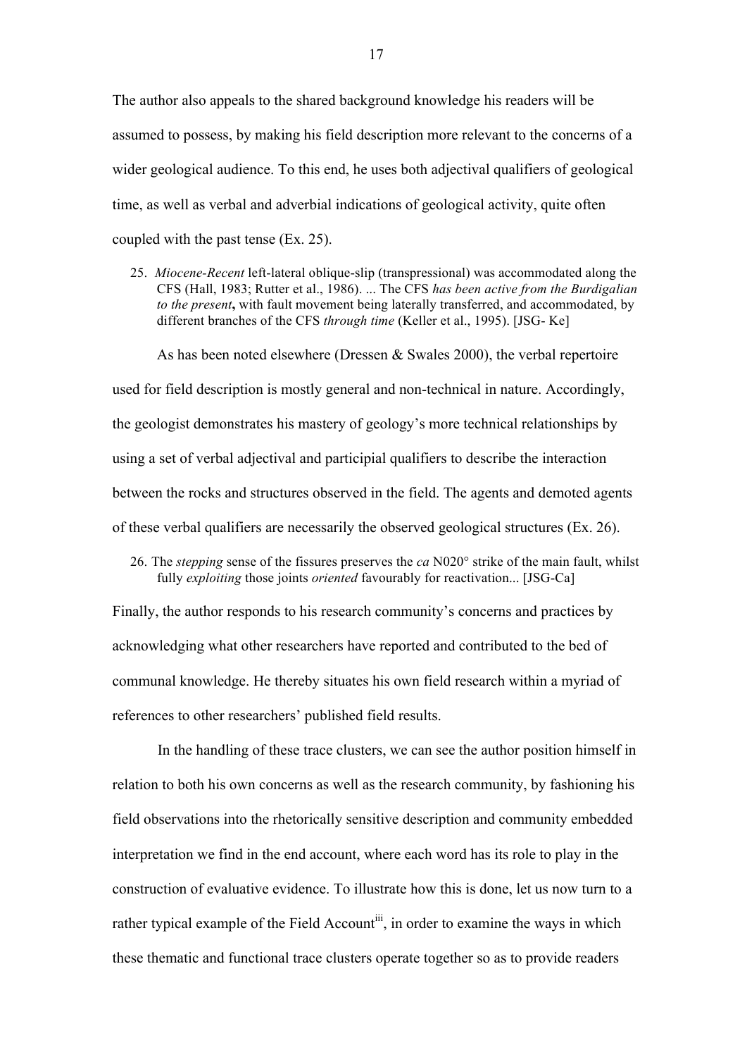The author also appeals to the shared background knowledge his readers will be assumed to possess, by making his field description more relevant to the concerns of a wider geological audience. To this end, he uses both adjectival qualifiers of geological time, as well as verbal and adverbial indications of geological activity, quite often coupled with the past tense (Ex. 25).

> 25. *Miocene-Recent* left-lateral oblique-slip (transpressional) was accommodated along the CFS (Hall, 1983; Rutter et al., 1986). ... The CFS *has been active from the Burdigalian to the present*, with fault movement being laterally transferred, and accommodated, by different branches of the CFS *through time* (Keller et al., 1995). [JSG- Ke]

As has been noted elsewhere (Dressen & Swales 2000), the verbal repertoire used for field description is mostly general and non-technical in nature. Accordingly, the geologist demonstrates his mastery of geology's more technical relationships by using a set of verbal adjectival and participial qualifiers to describe the interaction between the rocks and structures observed in the field. The agents and demoted agents of these verbal qualifiers are necessarily the observed geological structures (Ex. 26).

> 26. The *stepping* sense of the fissures preserves the *ca* N020° strike of the main fault, whilst fully *exploiting* those joints *oriented* favourably for reactivation... [JSG-Ca]

Finally, the author responds to his research community's concerns and practices by acknowledging what other researchers have reported and contributed to the bed of communal knowledge. He thereby situates his own field research within a myriad of references to other researchers' published field results.

In the handling of these trace clusters, we can see the author position himself in relation to both his own concerns as well as the research community, by fashioning his field observations into the rhetorically sensitive description and community embedded interpretation we find in the end account, where each word has its role to play in the construction of evaluative evidence. To illustrate how this is done, let us now turn to a rather typical example of the Field Account[iii], in order to examine the ways in which these thematic and functional trace clusters operate together so as to provide readers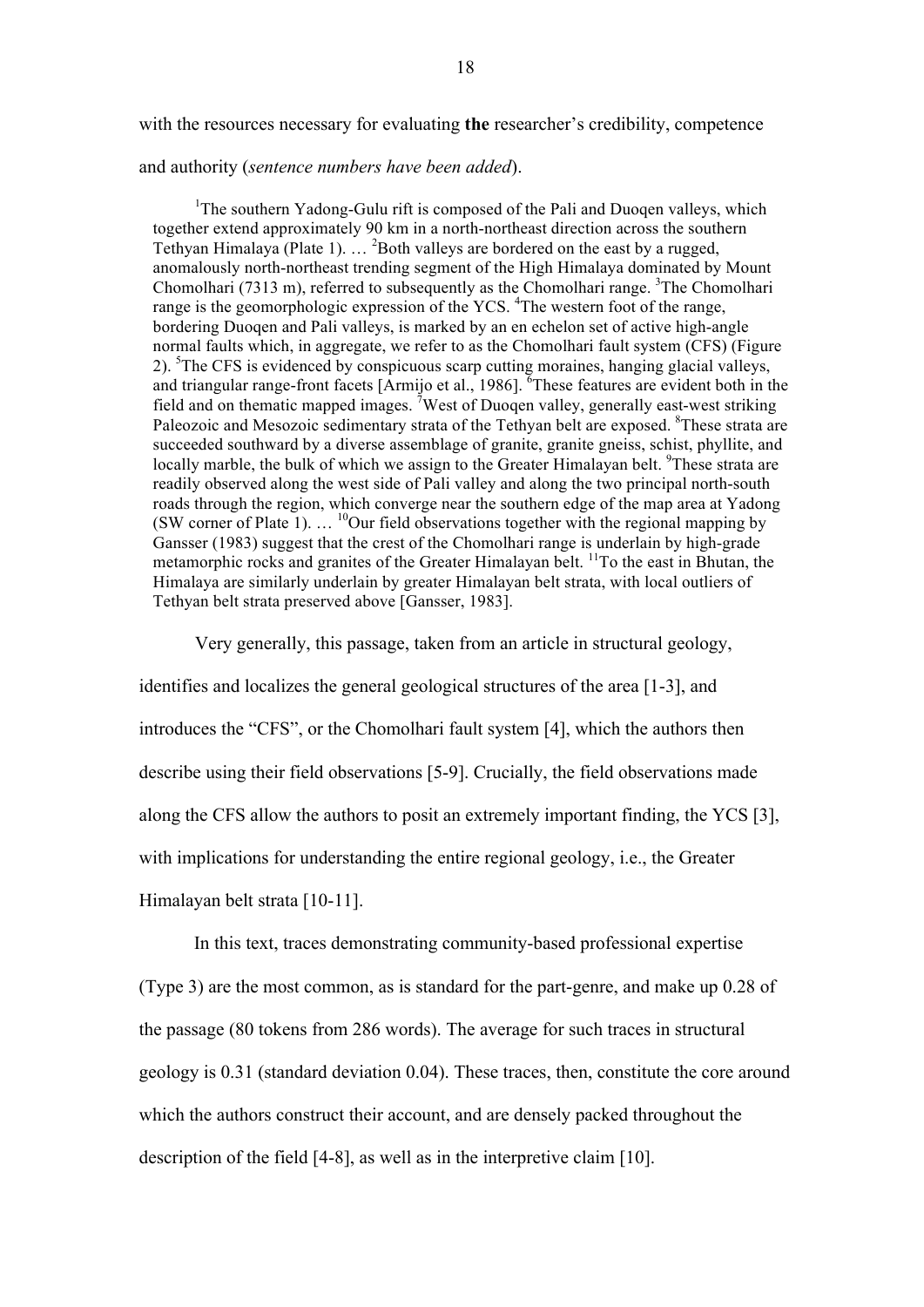with the resources necessary for evaluating **the** researcher's credibility, competence and authority (*sentence numbers have been added*).

> [1]The southern Yadong-Gulu rift is composed of the Pali and Duoqen valleys, which together extend approximately 90 km in a north-northeast direction across the southern Tethyan Himalaya (Plate 1). … [2]Both valleys are bordered on the east by a rugged, anomalously north-northeast trending segment of the High Himalaya dominated by Mount Chomolhari (7313 m), referred to subsequently as the Chomolhari range. [3]The Chomolhari range is the geomorphologic expression of the YCS. [4]The western foot of the range, bordering Duoqen and Pali valleys, is marked by an en echelon set of active high-angle normal faults which, in aggregate, we refer to as the Chomolhari fault system (CFS) (Figure 2). [5]The CFS is evidenced by conspicuous scarp cutting moraines, hanging glacial valleys, and triangular range-front facets [Armijo et al., 1986]. [6]These features are evident both in the field and on thematic mapped images. [7]West of Duoqen valley, generally east-west striking Paleozoic and Mesozoic sedimentary strata of the Tethyan belt are exposed. [8]These strata are succeeded southward by a diverse assemblage of granite, granite gneiss, schist, phyllite, and locally marble, the bulk of which we assign to the Greater Himalayan belt. [9]These strata are readily observed along the west side of Pali valley and along the two principal north-south roads through the region, which converge near the southern edge of the map area at Yadong (SW corner of Plate 1). … [10]Our field observations together with the regional mapping by Gansser (1983) suggest that the crest of the Chomolhari range is underlain by high-grade metamorphic rocks and granites of the Greater Himalayan belt. [11]To the east in Bhutan, the Himalaya are similarly underlain by greater Himalayan belt strata, with local outliers of Tethyan belt strata preserved above [Gansser, 1983].

Very generally, this passage, taken from an article in structural geology, identifies and localizes the general geological structures of the area [1-3], and introduces the "CFS", or the Chomolhari fault system [4], which the authors then describe using their field observations [5-9]. Crucially, the field observations made along the CFS allow the authors to posit an extremely important finding, the YCS [3], with implications for understanding the entire regional geology, i.e., the Greater Himalayan belt strata [10-11].

In this text, traces demonstrating community-based professional expertise (Type 3) are the most common, as is standard for the part-genre, and make up 0.28 of the passage (80 tokens from 286 words). The average for such traces in structural geology is 0.31 (standard deviation 0.04). These traces, then, constitute the core around which the authors construct their account, and are densely packed throughout the description of the field [4-8], as well as in the interpretive claim [10].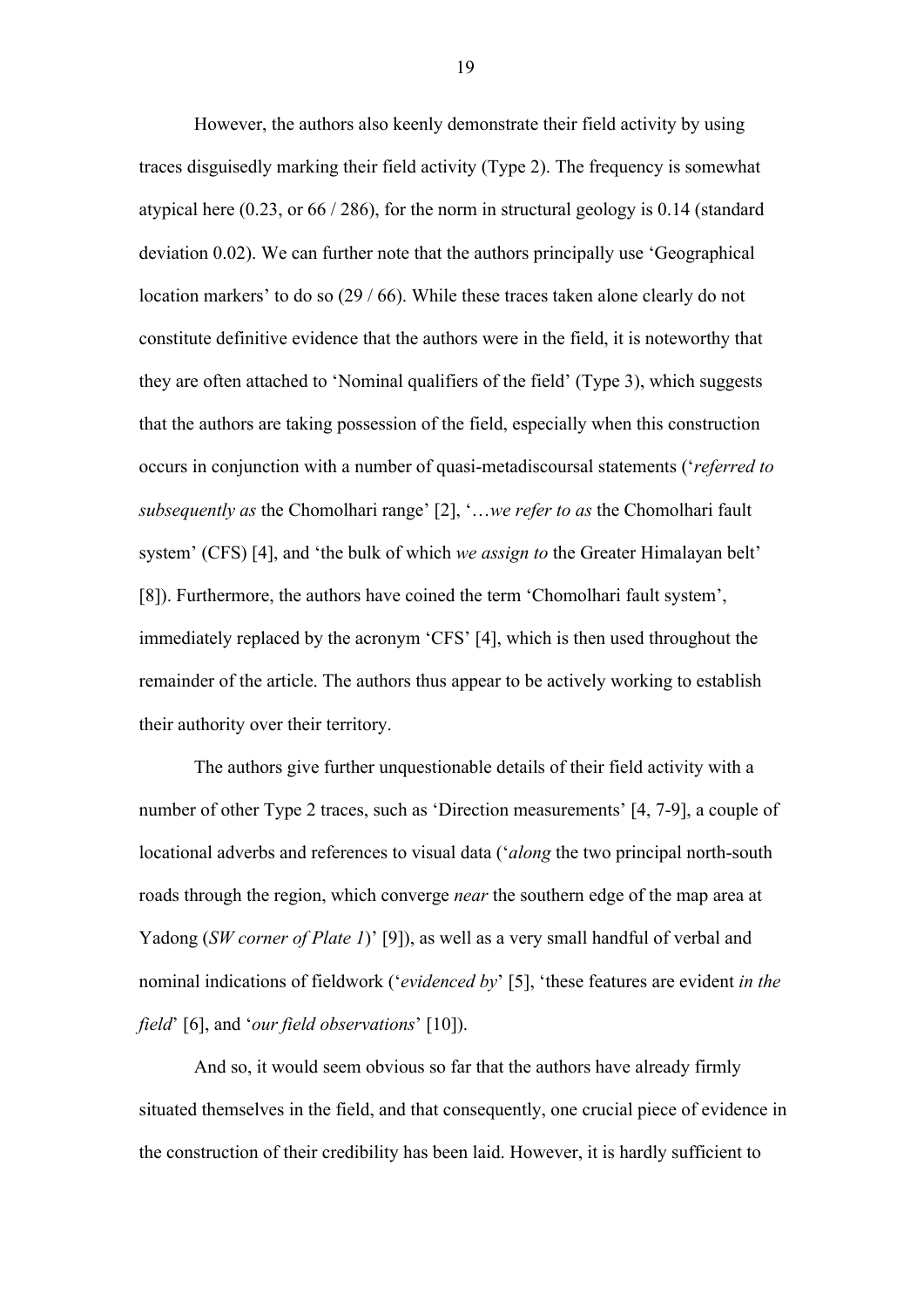However, the authors also keenly demonstrate their field activity by using traces disguisedly marking their field activity (Type 2). The frequency is somewhat atypical here (0.23, or 66 / 286), for the norm in structural geology is 0.14 (standard deviation 0.02). We can further note that the authors principally use 'Geographical location markers' to do so (29 / 66). While these traces taken alone clearly do not constitute definitive evidence that the authors were in the field, it is noteworthy that they are often attached to 'Nominal qualifiers of the field' (Type 3), which suggests that the authors are taking possession of the field, especially when this construction occurs in conjunction with a number of quasi-metadiscoursal statements ('*referred to subsequently as* the Chomolhari range' [2], '…*we refer to as* the Chomolhari fault system' (CFS) [4], and 'the bulk of which *we assign to* the Greater Himalayan belt' [8]). Furthermore, the authors have coined the term 'Chomolhari fault system', immediately replaced by the acronym 'CFS' [4], which is then used throughout the remainder of the article. The authors thus appear to be actively working to establish their authority over their territory.

The authors give further unquestionable details of their field activity with a number of other Type 2 traces, such as 'Direction measurements' [4, 7-9], a couple of locational adverbs and references to visual data ('*along* the two principal north-south roads through the region, which converge *near* the southern edge of the map area at Yadong (*SW corner of Plate 1*)' [9]), as well as a very small handful of verbal and nominal indications of fieldwork ('*evidenced by*' [5], 'these features are evident *in the field*' [6], and '*our field observations*' [10]).

And so, it would seem obvious so far that the authors have already firmly situated themselves in the field, and that consequently, one crucial piece of evidence in the construction of their credibility has been laid. However, it is hardly sufficient to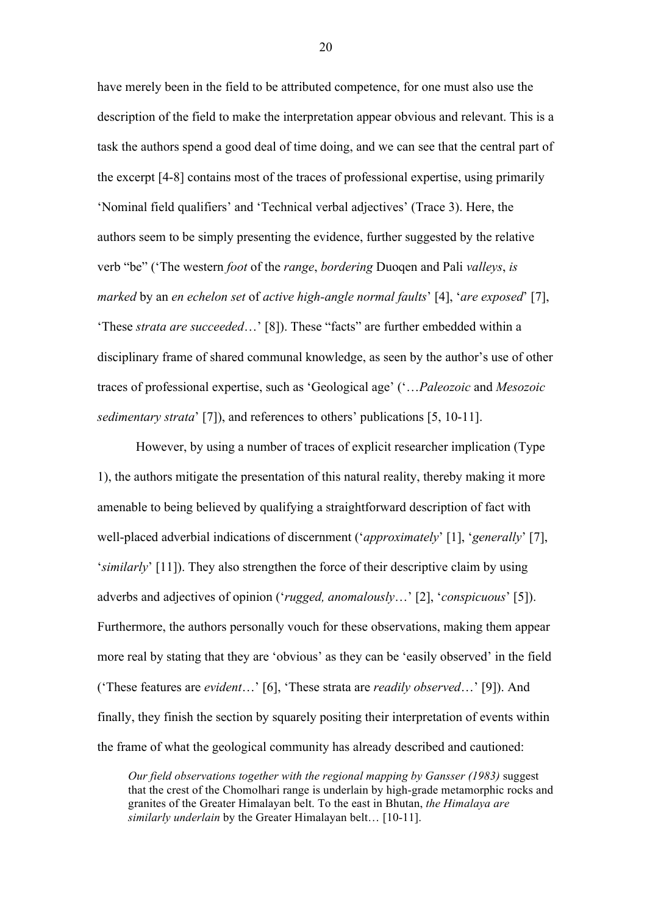have merely been in the field to be attributed competence, for one must also use the description of the field to make the interpretation appear obvious and relevant. This is a task the authors spend a good deal of time doing, and we can see that the central part of the excerpt [4-8] contains most of the traces of professional expertise, using primarily 'Nominal field qualifiers' and 'Technical verbal adjectives' (Trace 3). Here, the authors seem to be simply presenting the evidence, further suggested by the relative verb "be" ('The western *foot* of the *range*, *bordering* Duoqen and Pali *valleys*, *is marked* by an *en echelon set* of *active high-angle normal faults*' [4], '*are exposed*' [7], 'These *strata are succeeded*…' [8]). These "facts" are further embedded within a disciplinary frame of shared communal knowledge, as seen by the author's use of other traces of professional expertise, such as 'Geological age' ('…*Paleozoic* and *Mesozoic sedimentary strata*' [7]), and references to others' publications [5, 10-11].

However, by using a number of traces of explicit researcher implication (Type 1), the authors mitigate the presentation of this natural reality, thereby making it more amenable to being believed by qualifying a straightforward description of fact with well-placed adverbial indications of discernment ('*approximately*' [1], '*generally*' [7], '*similarly*' [11]). They also strengthen the force of their descriptive claim by using adverbs and adjectives of opinion ('*rugged, anomalously*…' [2], '*conspicuous*' [5]). Furthermore, the authors personally vouch for these observations, making them appear more real by stating that they are 'obvious' as they can be 'easily observed' in the field ('These features are *evident*…' [6], 'These strata are *readily observed*…' [9]). And finally, they finish the section by squarely positing their interpretation of events within the frame of what the geological community has already described and cautioned:

> *Our field observations together with the regional mapping by Gansser (1983)* suggest that the crest of the Chomolhari range is underlain by high-grade metamorphic rocks and granites of the Greater Himalayan belt. To the east in Bhutan, *the Himalaya are similarly underlain* by the Greater Himalayan belt… [10-11].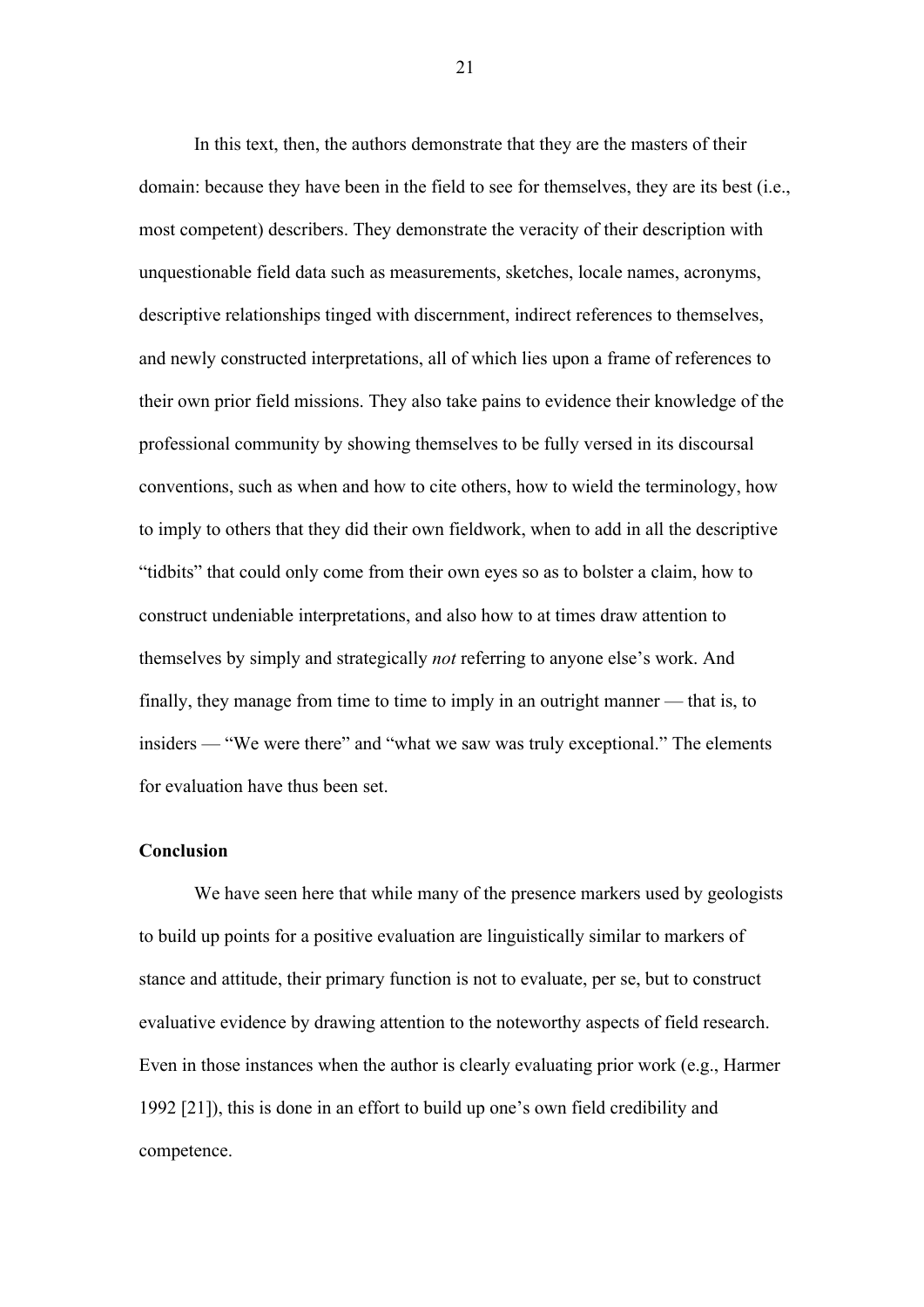In this text, then, the authors demonstrate that they are the masters of their domain: because they have been in the field to see for themselves, they are its best (i.e., most competent) describers. They demonstrate the veracity of their description with unquestionable field data such as measurements, sketches, locale names, acronyms, descriptive relationships tinged with discernment, indirect references to themselves, and newly constructed interpretations, all of which lies upon a frame of references to their own prior field missions. They also take pains to evidence their knowledge of the professional community by showing themselves to be fully versed in its discoursal conventions, such as when and how to cite others, how to wield the terminology, how to imply to others that they did their own fieldwork, when to add in all the descriptive "tidbits" that could only come from their own eyes so as to bolster a claim, how to construct undeniable interpretations, and also how to at times draw attention to themselves by simply and strategically *not* referring to anyone else's work. And finally, they manage from time to time to imply in an outright manner — that is, to insiders — "We were there" and "what we saw was truly exceptional." The elements for evaluation have thus been set.

## Conclusion

We have seen here that while many of the presence markers used by geologists to build up points for a positive evaluation are linguistically similar to markers of stance and attitude, their primary function is not to evaluate, per se, but to construct evaluative evidence by drawing attention to the noteworthy aspects of field research. Even in those instances when the author is clearly evaluating prior work (e.g., Harmer 1992 [21]), this is done in an effort to build up one's own field credibility and competence.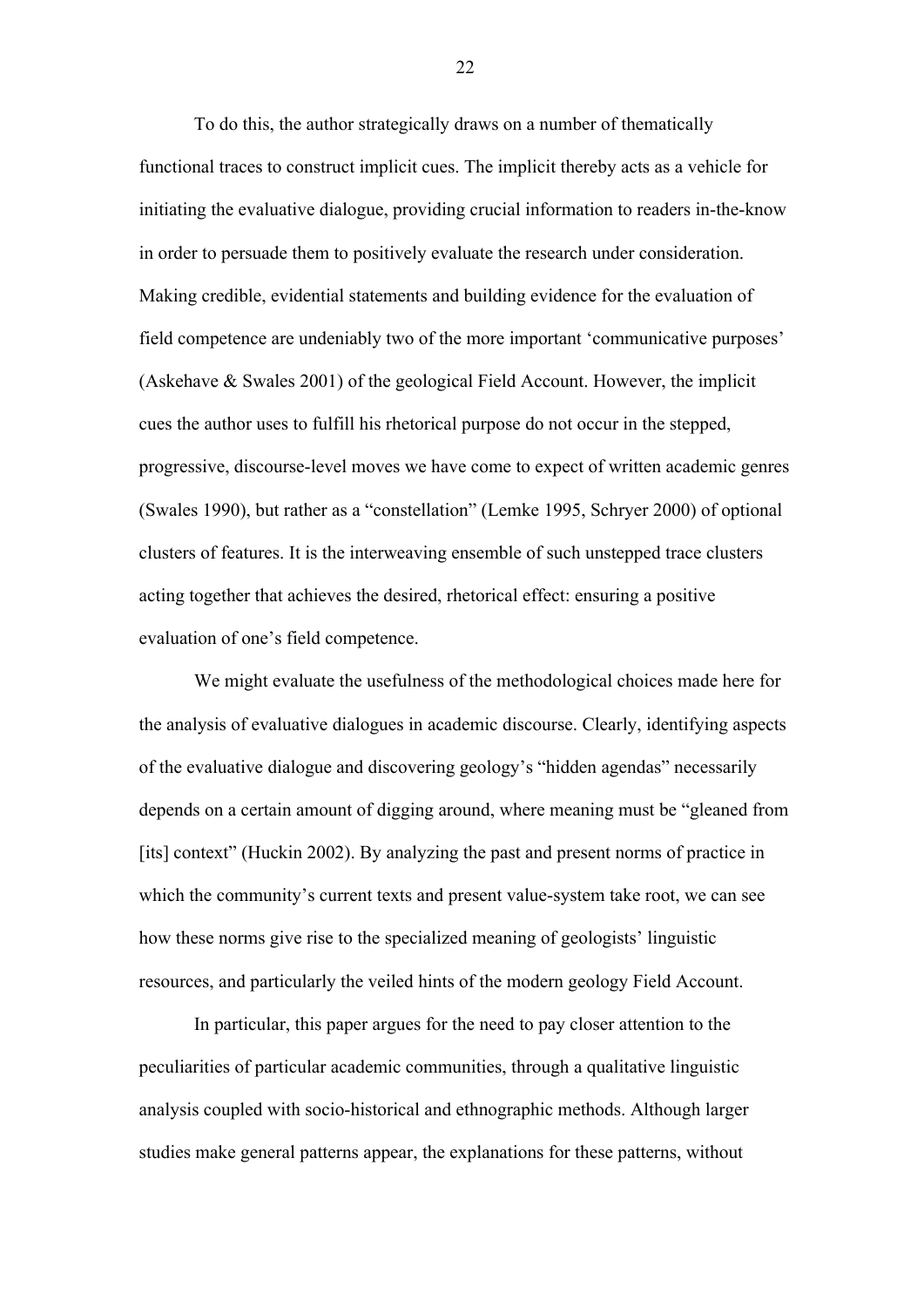To do this, the author strategically draws on a number of thematically functional traces to construct implicit cues. The implicit thereby acts as a vehicle for initiating the evaluative dialogue, providing crucial information to readers in-the-know in order to persuade them to positively evaluate the research under consideration. Making credible, evidential statements and building evidence for the evaluation of field competence are undeniably two of the more important 'communicative purposes' (Askehave & Swales 2001) of the geological Field Account. However, the implicit cues the author uses to fulfill his rhetorical purpose do not occur in the stepped, progressive, discourse-level moves we have come to expect of written academic genres (Swales 1990), but rather as a "constellation" (Lemke 1995, Schryer 2000) of optional clusters of features. It is the interweaving ensemble of such unstepped trace clusters acting together that achieves the desired, rhetorical effect: ensuring a positive evaluation of one's field competence.

We might evaluate the usefulness of the methodological choices made here for the analysis of evaluative dialogues in academic discourse. Clearly, identifying aspects of the evaluative dialogue and discovering geology's "hidden agendas" necessarily depends on a certain amount of digging around, where meaning must be "gleaned from [its] context" (Huckin 2002). By analyzing the past and present norms of practice in which the community's current texts and present value-system take root, we can see how these norms give rise to the specialized meaning of geologists' linguistic resources, and particularly the veiled hints of the modern geology Field Account.

In particular, this paper argues for the need to pay closer attention to the peculiarities of particular academic communities, through a qualitative linguistic analysis coupled with socio-historical and ethnographic methods. Although larger studies make general patterns appear, the explanations for these patterns, without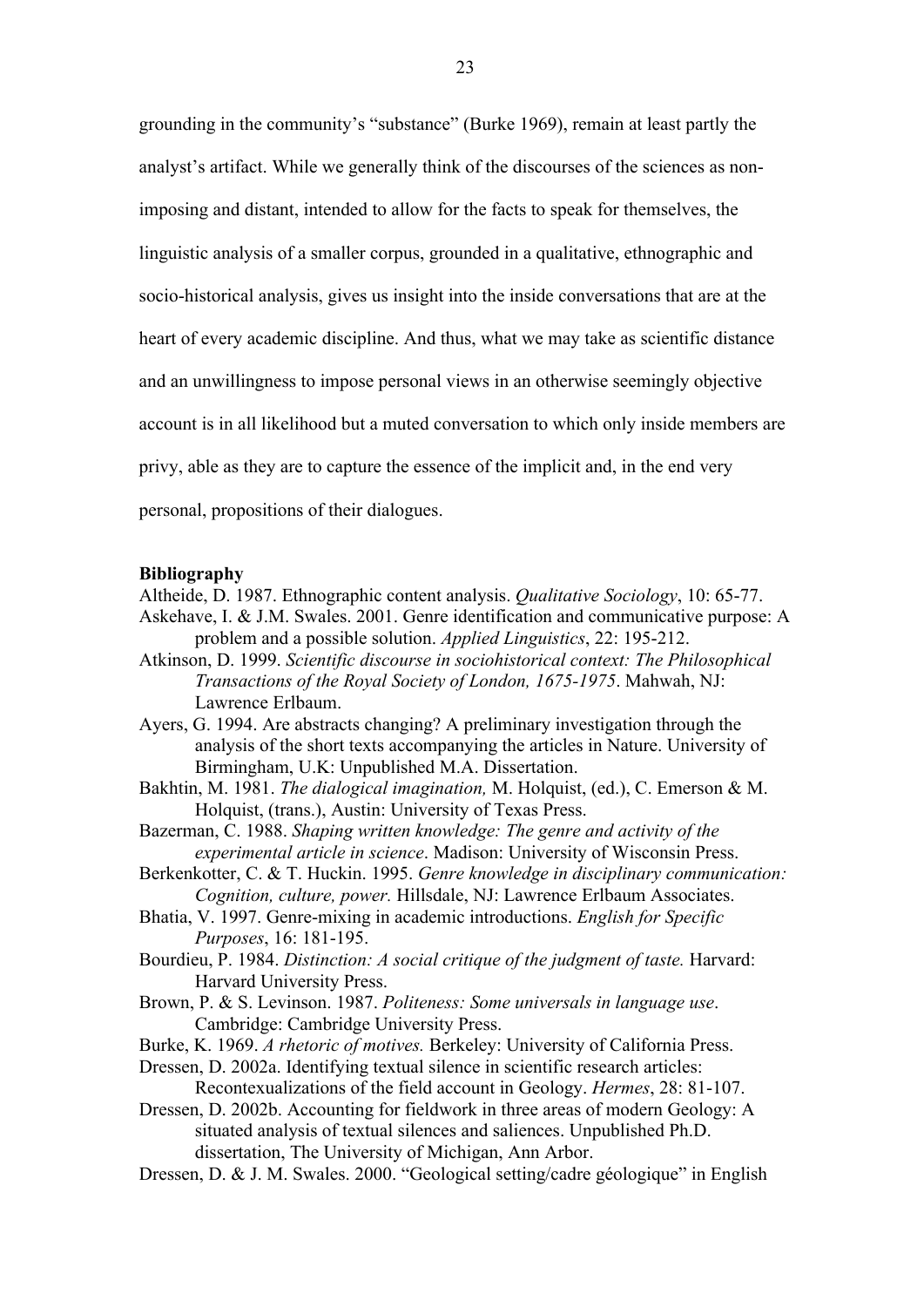grounding in the community's "substance" (Burke 1969), remain at least partly the analyst's artifact. While we generally think of the discourses of the sciences as non-imposing and distant, intended to allow for the facts to speak for themselves, the linguistic analysis of a smaller corpus, grounded in a qualitative, ethnographic and socio-historical analysis, gives us insight into the inside conversations that are at the heart of every academic discipline. And thus, what we may take as scientific distance and an unwillingness to impose personal views in an otherwise seemingly objective account is in all likelihood but a muted conversation to which only inside members are privy, able as they are to capture the essence of the implicit and, in the end very personal, propositions of their dialogues.

**Bibliography**

Altheide, D. 1987. Ethnographic content analysis. *Qualitative Sociology*, 10: 65-77.

Askehave, I. & J.M. Swales. 2001. Genre identification and communicative purpose: A problem and a possible solution. *Applied Linguistics*, 22: 195-212.

Atkinson, D. 1999. *Scientific discourse in sociohistorical context: The Philosophical Transactions of the Royal Society of London, 1675-1975*. Mahwah, NJ: Lawrence Erlbaum.

Ayers, G. 1994. Are abstracts changing? A preliminary investigation through the analysis of the short texts accompanying the articles in Nature. University of Birmingham, U.K: Unpublished M.A. Dissertation.

Bakhtin, M. 1981. *The dialogical imagination,* M. Holquist, (ed.), C. Emerson & M. Holquist, (trans.), Austin: University of Texas Press.

Bazerman, C. 1988. *Shaping written knowledge: The genre and activity of the experimental article in science*. Madison: University of Wisconsin Press.

Berkenkotter, C. & T. Huckin. 1995. *Genre knowledge in disciplinary communication: Cognition, culture, power.* Hillsdale, NJ: Lawrence Erlbaum Associates.

Bhatia, V. 1997. Genre-mixing in academic introductions. *English for Specific Purposes*, 16: 181-195.

Bourdieu, P. 1984. *Distinction: A social critique of the judgment of taste.* Harvard: Harvard University Press.

Brown, P. & S. Levinson. 1987. *Politeness: Some universals in language use*. Cambridge: Cambridge University Press.

Burke, K. 1969. *A rhetoric of motives.* Berkeley: University of California Press.

Dressen, D. 2002a. Identifying textual silence in scientific research articles: Recontexualizations of the field account in Geology. *Hermes*, 28: 81-107.

Dressen, D. 2002b. Accounting for fieldwork in three areas of modern Geology: A situated analysis of textual silences and saliences. Unpublished Ph.D. dissertation, The University of Michigan, Ann Arbor.

Dressen, D. & J. M. Swales. 2000. "Geological setting/cadre géologique" in English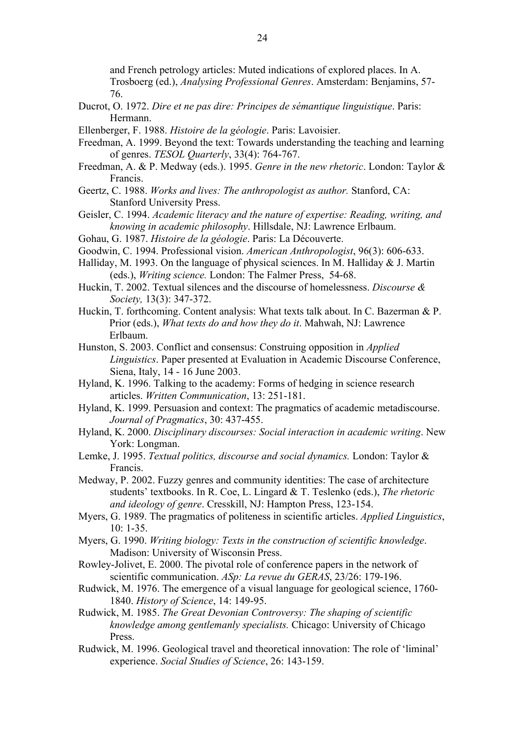and French petrology articles: Muted indications of explored places. In A. Trosboerg (ed.), *Analysing Professional Genres*. Amsterdam: Benjamins, 57-76.

Ducrot, O. 1972. *Dire et ne pas dire: Principes de sémantique linguistique*. Paris: Hermann.

Ellenberger, F. 1988. *Histoire de la géologie*. Paris: Lavoisier.

Freedman, A. 1999. Beyond the text: Towards understanding the teaching and learning of genres. *TESOL Quarterly*, 33(4): 764-767.

Freedman, A. & P. Medway (eds.). 1995. *Genre in the new rhetoric*. London: Taylor & Francis.

Geertz, C. 1988. *Works and lives: The anthropologist as author.* Stanford, CA: Stanford University Press.

Geisler, C. 1994. *Academic literacy and the nature of expertise: Reading, writing, and knowing in academic philosophy*. Hillsdale, NJ: Lawrence Erlbaum.

Gohau, G. 1987. *Histoire de la géologie*. Paris: La Découverte.

Goodwin, C. 1994. Professional vision. *American Anthropologist*, 96(3): 606-633.

Halliday, M. 1993. On the language of physical sciences. In M. Halliday & J. Martin (eds.), *Writing science.* London: The Falmer Press, 54-68.

Huckin, T. 2002. Textual silences and the discourse of homelessness. *Discourse & Society,* 13(3): 347-372.

Huckin, T. forthcoming. Content analysis: What texts talk about. In C. Bazerman & P. Prior (eds.), *What texts do and how they do it*. Mahwah, NJ: Lawrence Erlbaum.

Hunston, S. 2003. Conflict and consensus: Construing opposition in *Applied Linguistics*. Paper presented at Evaluation in Academic Discourse Conference, Siena, Italy, 14 - 16 June 2003.

Hyland, K. 1996. Talking to the academy: Forms of hedging in science research articles. *Written Communication*, 13: 251-181.

Hyland, K. 1999. Persuasion and context: The pragmatics of academic metadiscourse. *Journal of Pragmatics*, 30: 437-455.

Hyland, K. 2000. *Disciplinary discourses: Social interaction in academic writing*. New York: Longman.

Lemke, J. 1995. *Textual politics, discourse and social dynamics.* London: Taylor & Francis.

Medway, P. 2002. Fuzzy genres and community identities: The case of architecture students' textbooks. In R. Coe, L. Lingard & T. Teslenko (eds.), *The rhetoric and ideology of genre*. Cresskill, NJ: Hampton Press, 123-154.

Myers, G. 1989. The pragmatics of politeness in scientific articles. *Applied Linguistics*, 10: 1-35.

Myers, G. 1990. *Writing biology: Texts in the construction of scientific knowledge*. Madison: University of Wisconsin Press.

Rowley-Jolivet, E. 2000. The pivotal role of conference papers in the network of scientific communication. *ASp: La revue du GERAS*, 23/26: 179-196.

Rudwick, M. 1976. The emergence of a visual language for geological science, 1760-1840. *History of Science*, 14: 149-95.

Rudwick, M. 1985. *The Great Devonian Controversy: The shaping of scientific knowledge among gentlemanly specialists.* Chicago: University of Chicago Press.

Rudwick, M. 1996. Geological travel and theoretical innovation: The role of 'liminal' experience. *Social Studies of Science*, 26: 143-159.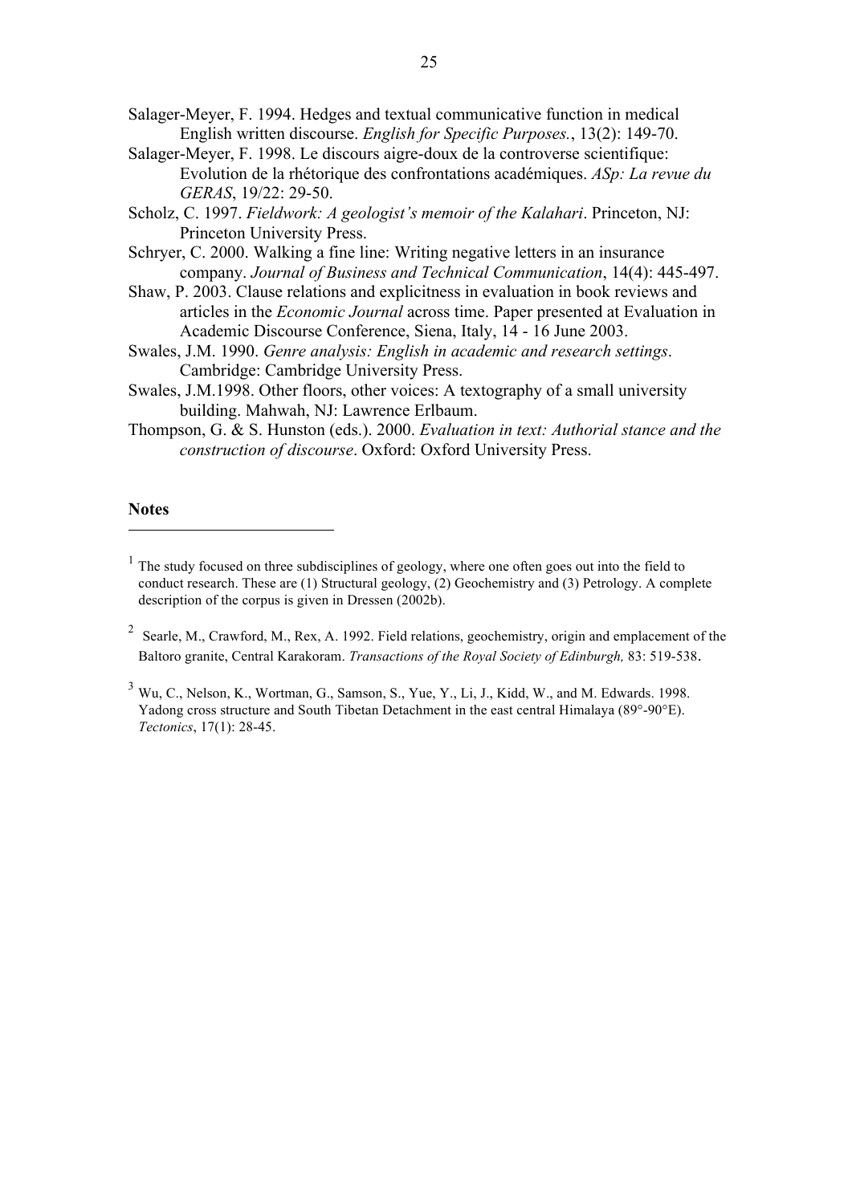Salager-Meyer, F. 1994. Hedges and textual communicative function in medical English written discourse. *English for Specific Purposes.*, 13(2): 149-70.

Salager-Meyer, F. 1998. Le discours aigre-doux de la controverse scientifique: Evolution de la rhétorique des confrontations académiques. *ASp: La revue du GERAS*, 19/22: 29-50.

Scholz, C. 1997. *Fieldwork: A geologist's memoir of the Kalahari*. Princeton, NJ: Princeton University Press.

Schryer, C. 2000. Walking a fine line: Writing negative letters in an insurance company. *Journal of Business and Technical Communication*, 14(4): 445-497.

Shaw, P. 2003. Clause relations and explicitness in evaluation in book reviews and articles in the *Economic Journal* across time. Paper presented at Evaluation in Academic Discourse Conference, Siena, Italy, 14 - 16 June 2003.

Swales, J.M. 1990. *Genre analysis: English in academic and research settings*. Cambridge: Cambridge University Press.

Swales, J.M.1998. Other floors, other voices: A textography of a small university building. Mahwah, NJ: Lawrence Erlbaum.

Thompson, G. & S. Hunston (eds.). 2000. *Evaluation in text: Authorial stance and the construction of discourse*. Oxford: Oxford University Press.

## Notes

[1] The study focused on three subdisciplines of geology, where one often goes out into the field to conduct research. These are (1) Structural geology, (2) Geochemistry and (3) Petrology. A complete description of the corpus is given in Dressen (2002b).

[2] Searle, M., Crawford, M., Rex, A. 1992. Field relations, geochemistry, origin and emplacement of the Baltoro granite, Central Karakoram. *Transactions of the Royal Society of Edinburgh,* 83: 519-538.

[3] Wu, C., Nelson, K., Wortman, G., Samson, S., Yue, Y., Li, J., Kidd, W., and M. Edwards. 1998. Yadong cross structure and South Tibetan Detachment in the east central Himalaya (89°-90°E). *Tectonics*, 17(1): 28-45.